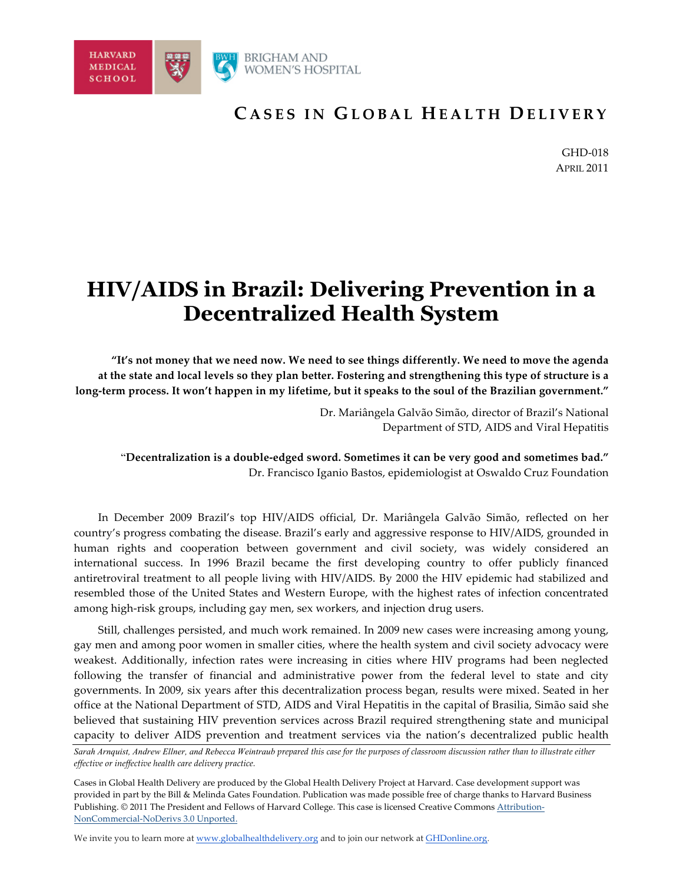HARVARD MEDICAL SCHOOL

BRIGHAM AND WOMEN'S HOSPITAL

**CASES IN GLOBAL HEALTH DELIVERY**

GHD-018
APRIL 2011

# HIV/AIDS in Brazil: Delivering Prevention in a Decentralized Health System

**"It's not money that we need now. We need to see things differently. We need to move the agenda at the state and local levels so they plan better. Fostering and strengthening this type of structure is a long-term process. It won't happen in my lifetime, but it speaks to the soul of the Brazilian government."**

Dr. Mariângela Galvão Simão, director of Brazil's National Department of STD, AIDS and Viral Hepatitis

"**Decentralization is a double-edged sword. Sometimes it can be very good and sometimes bad."**
Dr. Francisco Iganio Bastos, epidemiologist at Oswaldo Cruz Foundation

In December 2009 Brazil's top HIV/AIDS official, Dr. Mariângela Galvão Simão, reflected on her country's progress combating the disease. Brazil's early and aggressive response to HIV/AIDS, grounded in human rights and cooperation between government and civil society, was widely considered an international success. In 1996 Brazil became the first developing country to offer publicly financed antiretroviral treatment to all people living with HIV/AIDS. By 2000 the HIV epidemic had stabilized and resembled those of the United States and Western Europe, with the highest rates of infection concentrated among high-risk groups, including gay men, sex workers, and injection drug users.

Still, challenges persisted, and much work remained. In 2009 new cases were increasing among young, gay men and among poor women in smaller cities, where the health system and civil society advocacy were weakest. Additionally, infection rates were increasing in cities where HIV programs had been neglected following the transfer of financial and administrative power from the federal level to state and city governments. In 2009, six years after this decentralization process began, results were mixed. Seated in her office at the National Department of STD, AIDS and Viral Hepatitis in the capital of Brasilia, Simão said she believed that sustaining HIV prevention services across Brazil required strengthening state and municipal capacity to deliver AIDS prevention and treatment services via the nation's decentralized public health

*Sarah Arnquist, Andrew Ellner, and Rebecca Weintraub prepared this case for the purposes of classroom discussion rather than to illustrate either effective or ineffective health care delivery practice.*

Cases in Global Health Delivery are produced by the Global Health Delivery Project at Harvard. Case development support was provided in part by the Bill & Melinda Gates Foundation. Publication was made possible free of charge thanks to Harvard Business Publishing. © 2011 The President and Fellows of Harvard College. This case is licensed Creative Commons Attribution-NonCommercial-NoDerivs 3.0 Unported.

We invite you to learn more at www.globalhealthdelivery.org and to join our network at GHDonline.org.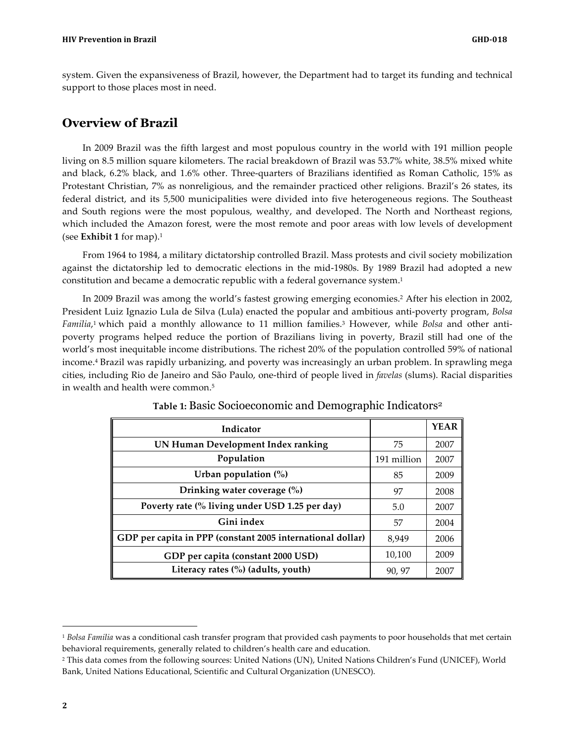system. Given the expansiveness of Brazil, however, the Department had to target its funding and technical support to those places most in need.

## Overview of Brazil

In 2009 Brazil was the fifth largest and most populous country in the world with 191 million people living on 8.5 million square kilometers. The racial breakdown of Brazil was 53.7% white, 38.5% mixed white and black, 6.2% black, and 1.6% other. Three-quarters of Brazilians identified as Roman Catholic, 15% as Protestant Christian, 7% as nonreligious, and the remainder practiced other religions. Brazil's 26 states, its federal district, and its 5,500 municipalities were divided into five heterogeneous regions. The Southeast and South regions were the most populous, wealthy, and developed. The North and Northeast regions, which included the Amazon forest, were the most remote and poor areas with low levels of development (see **Exhibit 1** for map).[1]

From 1964 to 1984, a military dictatorship controlled Brazil. Mass protests and civil society mobilization against the dictatorship led to democratic elections in the mid-1980s. By 1989 Brazil had adopted a new constitution and became a democratic republic with a federal governance system.[1]

In 2009 Brazil was among the world's fastest growing emerging economies.[2] After his election in 2002, President Luiz Ignazio Lula de Silva (Lula) enacted the popular and ambitious anti-poverty program, *Bolsa Familia*,[1] which paid a monthly allowance to 11 million families.[3] However, while *Bolsa* and other anti-poverty programs helped reduce the portion of Brazilians living in poverty, Brazil still had one of the world's most inequitable income distributions. The richest 20% of the population controlled 59% of national income.[4] Brazil was rapidly urbanizing, and poverty was increasingly an urban problem. In sprawling mega cities, including Rio de Janeiro and São Paulo, one-third of people lived in *favelas* (slums). Racial disparities in wealth and health were common.[5]

**Table 1:** Basic Socioeconomic and Demographic Indicators[2]

| Indicator | | YEAR |
|---|---|---|
| UN Human Development Index ranking | 75 | 2007 |
| Population | 191 million | 2007 |
| Urban population (%) | 85 | 2009 |
| Drinking water coverage (%) | 97 | 2008 |
| Poverty rate (% living under USD 1.25 per day) | 5.0 | 2007 |
| Gini index | 57 | 2004 |
| GDP per capita in PPP (constant 2005 international dollar) | 8,949 | 2006 |
| GDP per capita (constant 2000 USD) | 10,100 | 2009 |
| Literacy rates (%) (adults, youth) | 90, 97 | 2007 |

[1] *Bolsa Familia* was a conditional cash transfer program that provided cash payments to poor households that met certain behavioral requirements, generally related to children's health care and education.

[2] This data comes from the following sources: United Nations (UN), United Nations Children's Fund (UNICEF), World Bank, United Nations Educational, Scientific and Cultural Organization (UNESCO).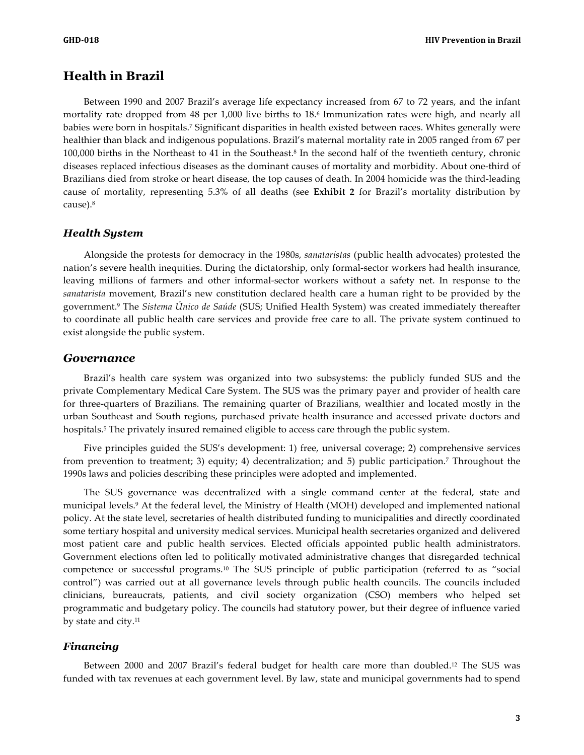## Health in Brazil

Between 1990 and 2007 Brazil's average life expectancy increased from 67 to 72 years, and the infant mortality rate dropped from 48 per 1,000 live births to 18.[6] Immunization rates were high, and nearly all babies were born in hospitals.[7] Significant disparities in health existed between races. Whites generally were healthier than black and indigenous populations. Brazil's maternal mortality rate in 2005 ranged from 67 per 100,000 births in the Northeast to 41 in the Southeast.[8] In the second half of the twentieth century, chronic diseases replaced infectious diseases as the dominant causes of mortality and morbidity. About one-third of Brazilians died from stroke or heart disease, the top causes of death. In 2004 homicide was the third-leading cause of mortality, representing 5.3% of all deaths (see **Exhibit 2** for Brazil's mortality distribution by cause).[8]

### *Health System*

Alongside the protests for democracy in the 1980s, *sanataristas* (public health advocates) protested the nation's severe health inequities. During the dictatorship, only formal-sector workers had health insurance, leaving millions of farmers and other informal-sector workers without a safety net. In response to the *sanatarista* movement, Brazil's new constitution declared health care a human right to be provided by the government.[9] The *Sistema Único de Saúde* (SUS; Unified Health System) was created immediately thereafter to coordinate all public health care services and provide free care to all. The private system continued to exist alongside the public system.

## *Governance*

Brazil's health care system was organized into two subsystems: the publicly funded SUS and the private Complementary Medical Care System. The SUS was the primary payer and provider of health care for three-quarters of Brazilians. The remaining quarter of Brazilians, wealthier and located mostly in the urban Southeast and South regions, purchased private health insurance and accessed private doctors and hospitals.[5] The privately insured remained eligible to access care through the public system.

Five principles guided the SUS's development: 1) free, universal coverage; 2) comprehensive services from prevention to treatment; 3) equity; 4) decentralization; and 5) public participation.[7] Throughout the 1990s laws and policies describing these principles were adopted and implemented.

The SUS governance was decentralized with a single command center at the federal, state and municipal levels.[9] At the federal level, the Ministry of Health (MOH) developed and implemented national policy. At the state level, secretaries of health distributed funding to municipalities and directly coordinated some tertiary hospital and university medical services. Municipal health secretaries organized and delivered most patient care and public health services. Elected officials appointed public health administrators. Government elections often led to politically motivated administrative changes that disregarded technical competence or successful programs.[10] The SUS principle of public participation (referred to as "social control") was carried out at all governance levels through public health councils. The councils included clinicians, bureaucrats, patients, and civil society organization (CSO) members who helped set programmatic and budgetary policy. The councils had statutory power, but their degree of influence varied by state and city.[11]

### *Financing*

Between 2000 and 2007 Brazil's federal budget for health care more than doubled.[12] The SUS was funded with tax revenues at each government level. By law, state and municipal governments had to spend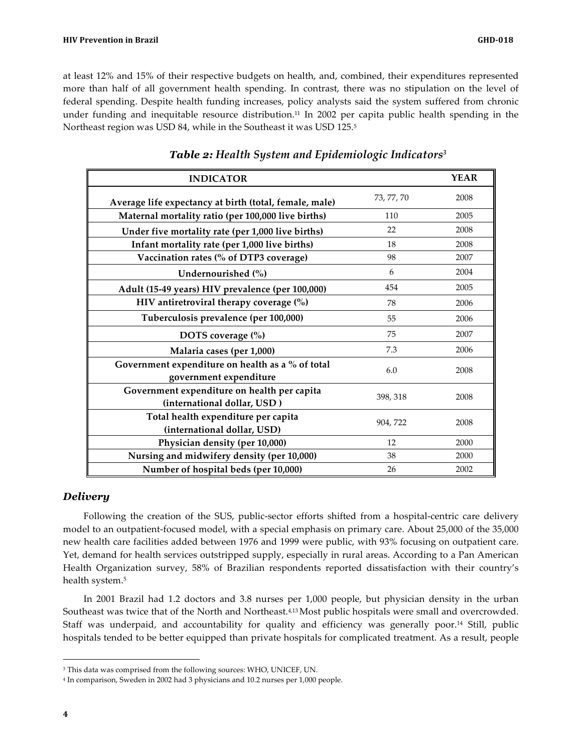at least 12% and 15% of their respective budgets on health, and, combined, their expenditures represented more than half of all government health spending. In contrast, there was no stipulation on the level of federal spending. Despite health funding increases, policy analysts said the system suffered from chronic under funding and inequitable resource distribution.[11] In 2002 per capita public health spending in the Northeast region was USD 84, while in the Southeast it was USD 125.[5]

***Table 2:* Health System and Epidemiologic Indicators**[3]

| INDICATOR | | YEAR |
|---|---|---|
| Average life expectancy at birth (total, female, male) | 73, 77, 70 | 2008 |
| Maternal mortality ratio (per 100,000 live births) | 110 | 2005 |
| Under five mortality rate (per 1,000 live births) | 22 | 2008 |
| Infant mortality rate (per 1,000 live births) | 18 | 2008 |
| Vaccination rates (% of DTP3 coverage) | 98 | 2007 |
| Undernourished (%) | 6 | 2004 |
| Adult (15-49 years) HIV prevalence (per 100,000) | 454 | 2005 |
| HIV antiretroviral therapy coverage (%) | 78 | 2006 |
| Tuberculosis prevalence (per 100,000) | 55 | 2006 |
| DOTS coverage (%) | 75 | 2007 |
| Malaria cases (per 1,000) | 7.3 | 2006 |
| Government expenditure on health as a % of total government expenditure | 6.0 | 2008 |
| Government expenditure on health per capita (international dollar, USD ) | 398, 318 | 2008 |
| Total health expenditure per capita (international dollar, USD) | 904, 722 | 2008 |
| Physician density (per 10,000) | 12 | 2000 |
| Nursing and midwifery density (per 10,000) | 38 | 2000 |
| Number of hospital beds (per 10,000) | 26 | 2002 |

### *Delivery*

Following the creation of the SUS, public-sector efforts shifted from a hospital-centric care delivery model to an outpatient-focused model, with a special emphasis on primary care. About 25,000 of the 35,000 new health care facilities added between 1976 and 1999 were public, with 93% focusing on outpatient care. Yet, demand for health services outstripped supply, especially in rural areas. According to a Pan American Health Organization survey, 58% of Brazilian respondents reported dissatisfaction with their country's health system.[5]

In 2001 Brazil had 1.2 doctors and 3.8 nurses per 1,000 people, but physician density in the urban Southeast was twice that of the North and Northeast.[4,13] Most public hospitals were small and overcrowded. Staff was underpaid, and accountability for quality and efficiency was generally poor.[14] Still, public hospitals tended to be better equipped than private hospitals for complicated treatment. As a result, people

---

[3] This data was comprised from the following sources: WHO, UNICEF, UN.

[4] In comparison, Sweden in 2002 had 3 physicians and 10.2 nurses per 1,000 people.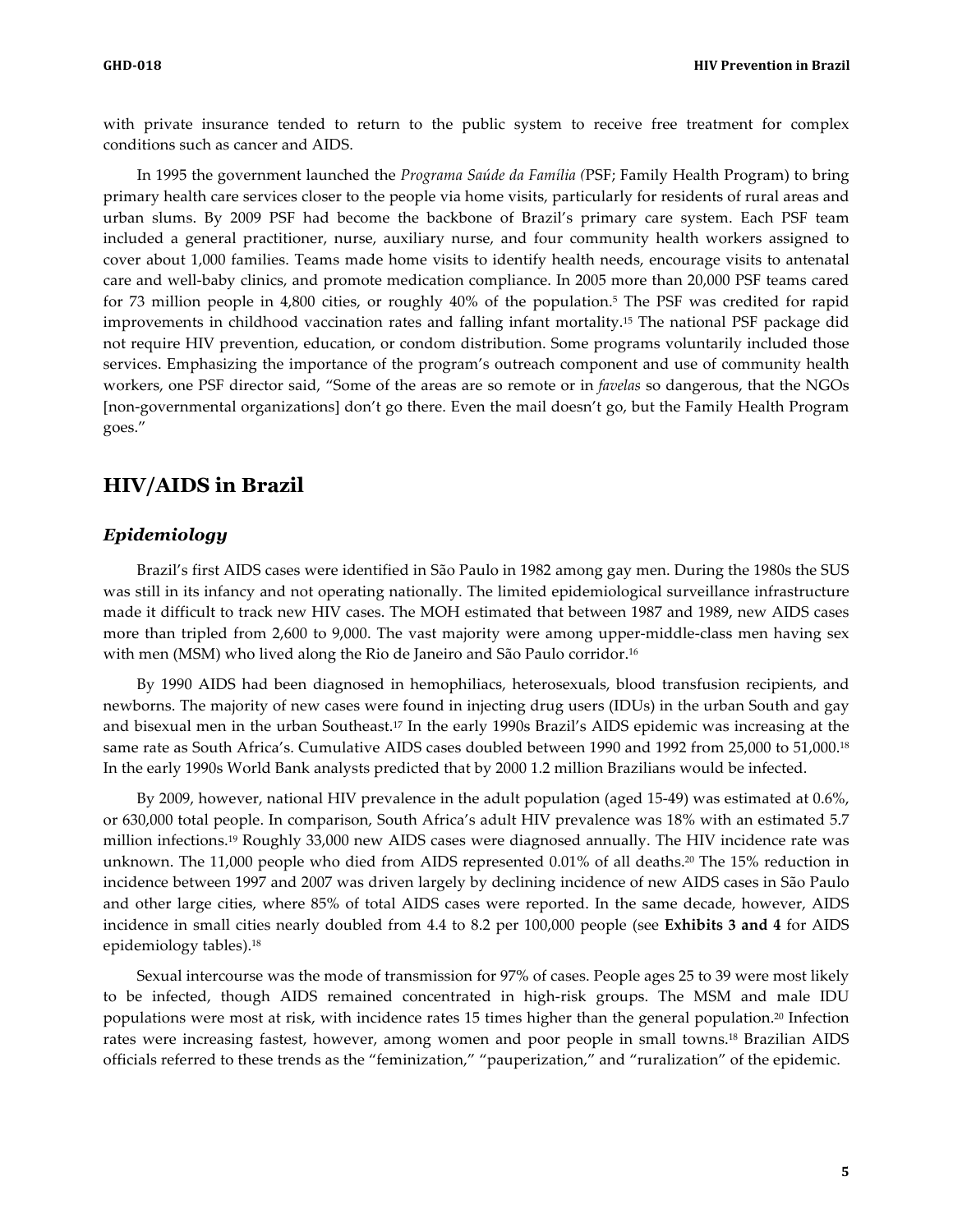with private insurance tended to return to the public system to receive free treatment for complex conditions such as cancer and AIDS.

In 1995 the government launched the *Programa Saúde da Família (*PSF; Family Health Program) to bring primary health care services closer to the people via home visits, particularly for residents of rural areas and urban slums. By 2009 PSF had become the backbone of Brazil's primary care system. Each PSF team included a general practitioner, nurse, auxiliary nurse, and four community health workers assigned to cover about 1,000 families. Teams made home visits to identify health needs, encourage visits to antenatal care and well-baby clinics, and promote medication compliance. In 2005 more than 20,000 PSF teams cared for 73 million people in 4,800 cities, or roughly 40% of the population.[5] The PSF was credited for rapid improvements in childhood vaccination rates and falling infant mortality.[15] The national PSF package did not require HIV prevention, education, or condom distribution. Some programs voluntarily included those services. Emphasizing the importance of the program's outreach component and use of community health workers, one PSF director said, "Some of the areas are so remote or in *favelas* so dangerous, that the NGOs [non-governmental organizations] don't go there. Even the mail doesn't go, but the Family Health Program goes."

## HIV/AIDS in Brazil

### *Epidemiology*

Brazil's first AIDS cases were identified in São Paulo in 1982 among gay men. During the 1980s the SUS was still in its infancy and not operating nationally. The limited epidemiological surveillance infrastructure made it difficult to track new HIV cases. The MOH estimated that between 1987 and 1989, new AIDS cases more than tripled from 2,600 to 9,000. The vast majority were among upper-middle-class men having sex with men (MSM) who lived along the Rio de Janeiro and São Paulo corridor.[16]

By 1990 AIDS had been diagnosed in hemophiliacs, heterosexuals, blood transfusion recipients, and newborns. The majority of new cases were found in injecting drug users (IDUs) in the urban South and gay and bisexual men in the urban Southeast.[17] In the early 1990s Brazil's AIDS epidemic was increasing at the same rate as South Africa's. Cumulative AIDS cases doubled between 1990 and 1992 from 25,000 to 51,000.[18] In the early 1990s World Bank analysts predicted that by 2000 1.2 million Brazilians would be infected.

By 2009, however, national HIV prevalence in the adult population (aged 15-49) was estimated at 0.6%, or 630,000 total people. In comparison, South Africa's adult HIV prevalence was 18% with an estimated 5.7 million infections.[19] Roughly 33,000 new AIDS cases were diagnosed annually. The HIV incidence rate was unknown. The 11,000 people who died from AIDS represented 0.01% of all deaths.[20] The 15% reduction in incidence between 1997 and 2007 was driven largely by declining incidence of new AIDS cases in São Paulo and other large cities, where 85% of total AIDS cases were reported. In the same decade, however, AIDS incidence in small cities nearly doubled from 4.4 to 8.2 per 100,000 people (see **Exhibits 3 and 4** for AIDS epidemiology tables).[18]

Sexual intercourse was the mode of transmission for 97% of cases. People ages 25 to 39 were most likely to be infected, though AIDS remained concentrated in high-risk groups. The MSM and male IDU populations were most at risk, with incidence rates 15 times higher than the general population.[20] Infection rates were increasing fastest, however, among women and poor people in small towns.[18] Brazilian AIDS officials referred to these trends as the "feminization," "pauperization," and "ruralization" of the epidemic.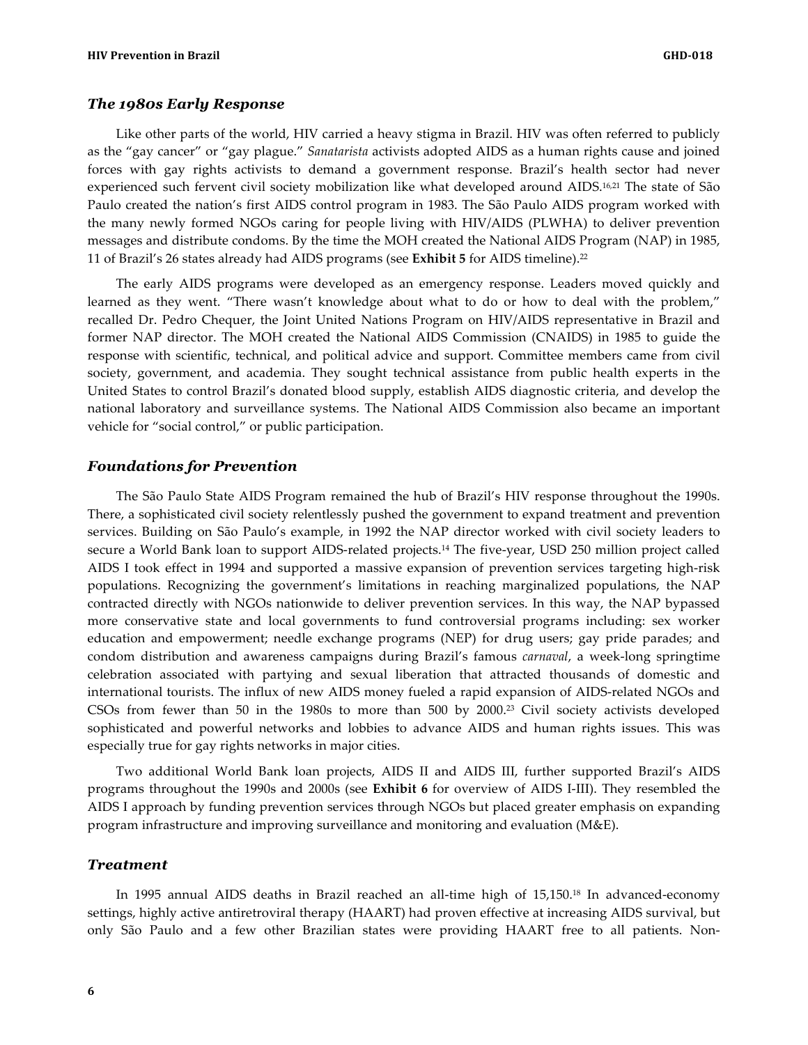### *The 1980s Early Response*

Like other parts of the world, HIV carried a heavy stigma in Brazil. HIV was often referred to publicly as the "gay cancer" or "gay plague." *Sanatarista* activists adopted AIDS as a human rights cause and joined forces with gay rights activists to demand a government response. Brazil's health sector had never experienced such fervent civil society mobilization like what developed around AIDS.[16,21] The state of São Paulo created the nation's first AIDS control program in 1983. The São Paulo AIDS program worked with the many newly formed NGOs caring for people living with HIV/AIDS (PLWHA) to deliver prevention messages and distribute condoms. By the time the MOH created the National AIDS Program (NAP) in 1985, 11 of Brazil's 26 states already had AIDS programs (see **Exhibit 5** for AIDS timeline).[22]

The early AIDS programs were developed as an emergency response. Leaders moved quickly and learned as they went. "There wasn't knowledge about what to do or how to deal with the problem," recalled Dr. Pedro Chequer, the Joint United Nations Program on HIV/AIDS representative in Brazil and former NAP director. The MOH created the National AIDS Commission (CNAIDS) in 1985 to guide the response with scientific, technical, and political advice and support. Committee members came from civil society, government, and academia. They sought technical assistance from public health experts in the United States to control Brazil's donated blood supply, establish AIDS diagnostic criteria, and develop the national laboratory and surveillance systems. The National AIDS Commission also became an important vehicle for "social control," or public participation.

### *Foundations for Prevention*

The São Paulo State AIDS Program remained the hub of Brazil's HIV response throughout the 1990s. There, a sophisticated civil society relentlessly pushed the government to expand treatment and prevention services. Building on São Paulo's example, in 1992 the NAP director worked with civil society leaders to secure a World Bank loan to support AIDS-related projects.[14] The five-year, USD 250 million project called AIDS I took effect in 1994 and supported a massive expansion of prevention services targeting high-risk populations. Recognizing the government's limitations in reaching marginalized populations, the NAP contracted directly with NGOs nationwide to deliver prevention services. In this way, the NAP bypassed more conservative state and local governments to fund controversial programs including: sex worker education and empowerment; needle exchange programs (NEP) for drug users; gay pride parades; and condom distribution and awareness campaigns during Brazil's famous *carnaval*, a week-long springtime celebration associated with partying and sexual liberation that attracted thousands of domestic and international tourists. The influx of new AIDS money fueled a rapid expansion of AIDS-related NGOs and CSOs from fewer than 50 in the 1980s to more than 500 by 2000.[23] Civil society activists developed sophisticated and powerful networks and lobbies to advance AIDS and human rights issues. This was especially true for gay rights networks in major cities.

Two additional World Bank loan projects, AIDS II and AIDS III, further supported Brazil's AIDS programs throughout the 1990s and 2000s (see **Exhibit 6** for overview of AIDS I-III). They resembled the AIDS I approach by funding prevention services through NGOs but placed greater emphasis on expanding program infrastructure and improving surveillance and monitoring and evaluation (M&E).

### *Treatment*

In 1995 annual AIDS deaths in Brazil reached an all-time high of 15,150.[18] In advanced-economy settings, highly active antiretroviral therapy (HAART) had proven effective at increasing AIDS survival, but only São Paulo and a few other Brazilian states were providing HAART free to all patients. Non-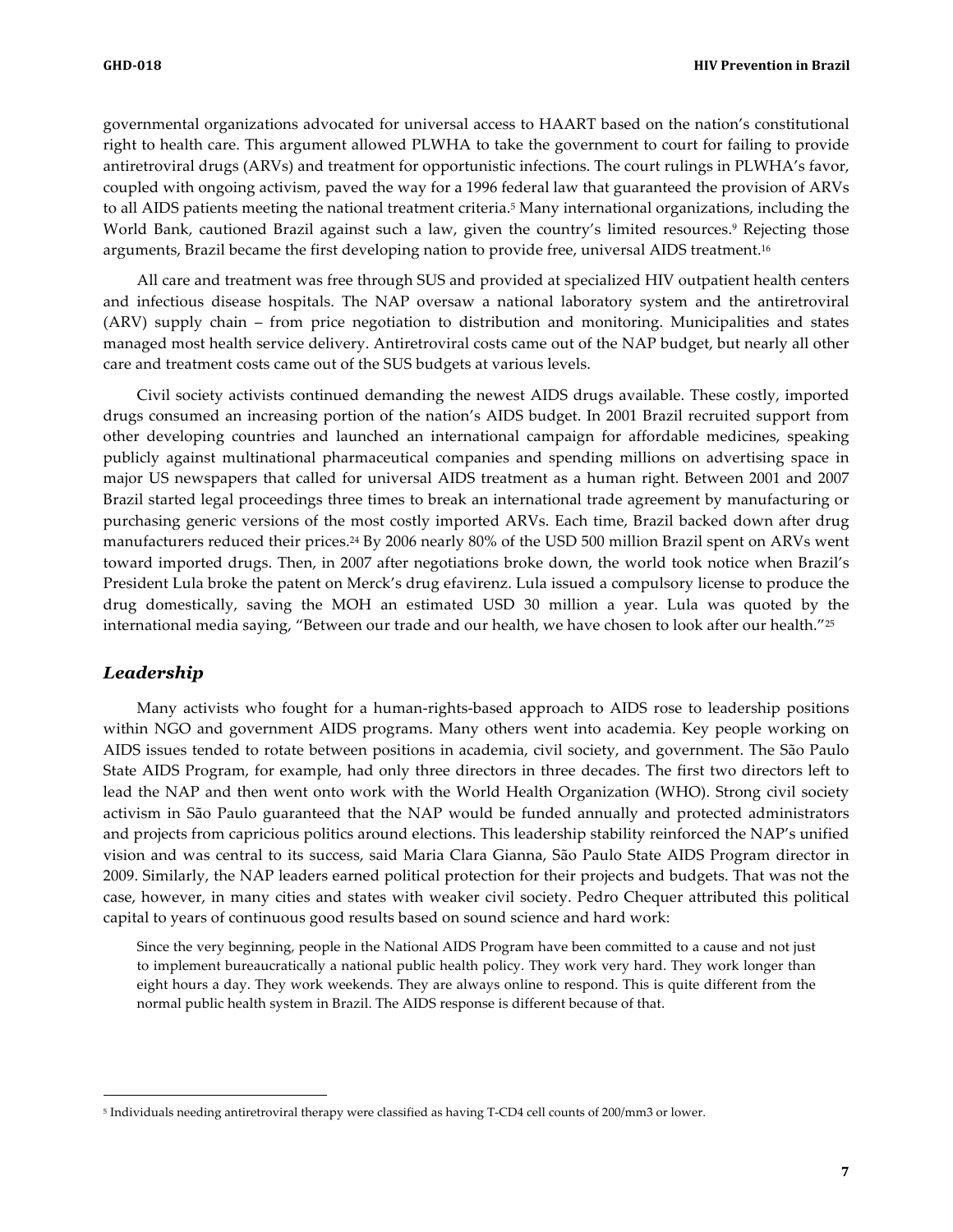governmental organizations advocated for universal access to HAART based on the nation's constitutional right to health care. This argument allowed PLWHA to take the government to court for failing to provide antiretroviral drugs (ARVs) and treatment for opportunistic infections. The court rulings in PLWHA's favor, coupled with ongoing activism, paved the way for a 1996 federal law that guaranteed the provision of ARVs to all AIDS patients meeting the national treatment criteria.[5] Many international organizations, including the World Bank, cautioned Brazil against such a law, given the country's limited resources.[9] Rejecting those arguments, Brazil became the first developing nation to provide free, universal AIDS treatment.[16]

All care and treatment was free through SUS and provided at specialized HIV outpatient health centers and infectious disease hospitals. The NAP oversaw a national laboratory system and the antiretroviral (ARV) supply chain – from price negotiation to distribution and monitoring. Municipalities and states managed most health service delivery. Antiretroviral costs came out of the NAP budget, but nearly all other care and treatment costs came out of the SUS budgets at various levels.

Civil society activists continued demanding the newest AIDS drugs available. These costly, imported drugs consumed an increasing portion of the nation's AIDS budget. In 2001 Brazil recruited support from other developing countries and launched an international campaign for affordable medicines, speaking publicly against multinational pharmaceutical companies and spending millions on advertising space in major US newspapers that called for universal AIDS treatment as a human right. Between 2001 and 2007 Brazil started legal proceedings three times to break an international trade agreement by manufacturing or purchasing generic versions of the most costly imported ARVs. Each time, Brazil backed down after drug manufacturers reduced their prices.[24] By 2006 nearly 80% of the USD 500 million Brazil spent on ARVs went toward imported drugs. Then, in 2007 after negotiations broke down, the world took notice when Brazil's President Lula broke the patent on Merck's drug efavirenz. Lula issued a compulsory license to produce the drug domestically, saving the MOH an estimated USD 30 million a year. Lula was quoted by the international media saying, "Between our trade and our health, we have chosen to look after our health."[25]

## *Leadership*

Many activists who fought for a human-rights-based approach to AIDS rose to leadership positions within NGO and government AIDS programs. Many others went into academia. Key people working on AIDS issues tended to rotate between positions in academia, civil society, and government. The São Paulo State AIDS Program, for example, had only three directors in three decades. The first two directors left to lead the NAP and then went onto work with the World Health Organization (WHO). Strong civil society activism in São Paulo guaranteed that the NAP would be funded annually and protected administrators and projects from capricious politics around elections. This leadership stability reinforced the NAP's unified vision and was central to its success, said Maria Clara Gianna, São Paulo State AIDS Program director in 2009. Similarly, the NAP leaders earned political protection for their projects and budgets. That was not the case, however, in many cities and states with weaker civil society. Pedro Chequer attributed this political capital to years of continuous good results based on sound science and hard work:

> Since the very beginning, people in the National AIDS Program have been committed to a cause and not just to implement bureaucratically a national public health policy. They work very hard. They work longer than eight hours a day. They work weekends. They are always online to respond. This is quite different from the normal public health system in Brazil. The AIDS response is different because of that.

---

[5] Individuals needing antiretroviral therapy were classified as having T-CD4 cell counts of 200/mm3 or lower.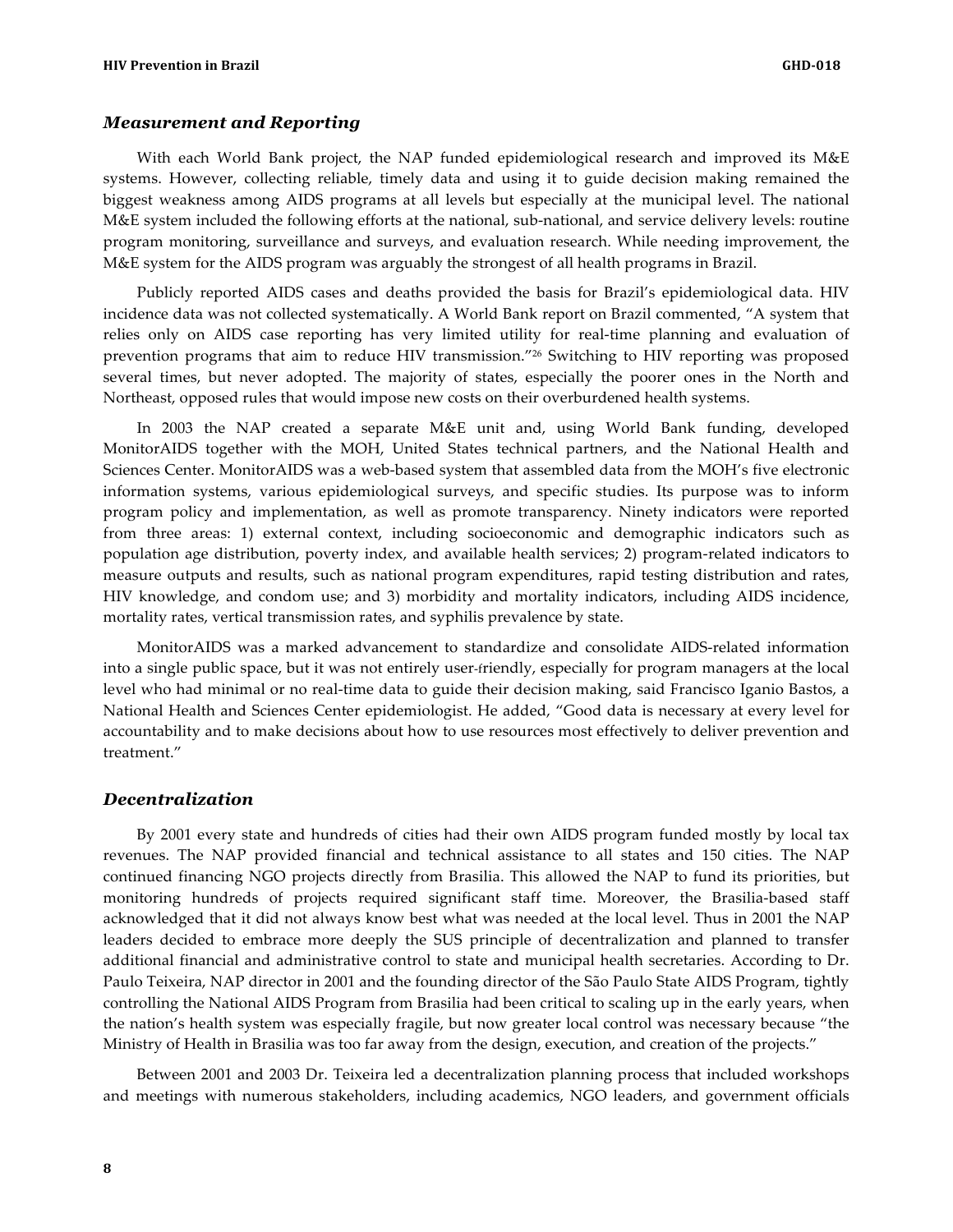## *Measurement and Reporting*

With each World Bank project, the NAP funded epidemiological research and improved its M&E systems. However, collecting reliable, timely data and using it to guide decision making remained the biggest weakness among AIDS programs at all levels but especially at the municipal level. The national M&E system included the following efforts at the national, sub-national, and service delivery levels: routine program monitoring, surveillance and surveys, and evaluation research. While needing improvement, the M&E system for the AIDS program was arguably the strongest of all health programs in Brazil.

Publicly reported AIDS cases and deaths provided the basis for Brazil's epidemiological data. HIV incidence data was not collected systematically. A World Bank report on Brazil commented, "A system that relies only on AIDS case reporting has very limited utility for real-time planning and evaluation of prevention programs that aim to reduce HIV transmission."[26] Switching to HIV reporting was proposed several times, but never adopted. The majority of states, especially the poorer ones in the North and Northeast, opposed rules that would impose new costs on their overburdened health systems.

In 2003 the NAP created a separate M&E unit and, using World Bank funding, developed MonitorAIDS together with the MOH, United States technical partners, and the National Health and Sciences Center. MonitorAIDS was a web-based system that assembled data from the MOH's five electronic information systems, various epidemiological surveys, and specific studies. Its purpose was to inform program policy and implementation, as well as promote transparency. Ninety indicators were reported from three areas: 1) external context, including socioeconomic and demographic indicators such as population age distribution, poverty index, and available health services; 2) program-related indicators to measure outputs and results, such as national program expenditures, rapid testing distribution and rates, HIV knowledge, and condom use; and 3) morbidity and mortality indicators, including AIDS incidence, mortality rates, vertical transmission rates, and syphilis prevalence by state.

MonitorAIDS was a marked advancement to standardize and consolidate AIDS-related information into a single public space, but it was not entirely user-friendly, especially for program managers at the local level who had minimal or no real-time data to guide their decision making, said Francisco Iganio Bastos, a National Health and Sciences Center epidemiologist. He added, "Good data is necessary at every level for accountability and to make decisions about how to use resources most effectively to deliver prevention and treatment."

## *Decentralization*

By 2001 every state and hundreds of cities had their own AIDS program funded mostly by local tax revenues. The NAP provided financial and technical assistance to all states and 150 cities. The NAP continued financing NGO projects directly from Brasilia. This allowed the NAP to fund its priorities, but monitoring hundreds of projects required significant staff time. Moreover, the Brasilia-based staff acknowledged that it did not always know best what was needed at the local level. Thus in 2001 the NAP leaders decided to embrace more deeply the SUS principle of decentralization and planned to transfer additional financial and administrative control to state and municipal health secretaries. According to Dr. Paulo Teixeira, NAP director in 2001 and the founding director of the São Paulo State AIDS Program, tightly controlling the National AIDS Program from Brasilia had been critical to scaling up in the early years, when the nation's health system was especially fragile, but now greater local control was necessary because "the Ministry of Health in Brasilia was too far away from the design, execution, and creation of the projects."

Between 2001 and 2003 Dr. Teixeira led a decentralization planning process that included workshops and meetings with numerous stakeholders, including academics, NGO leaders, and government officials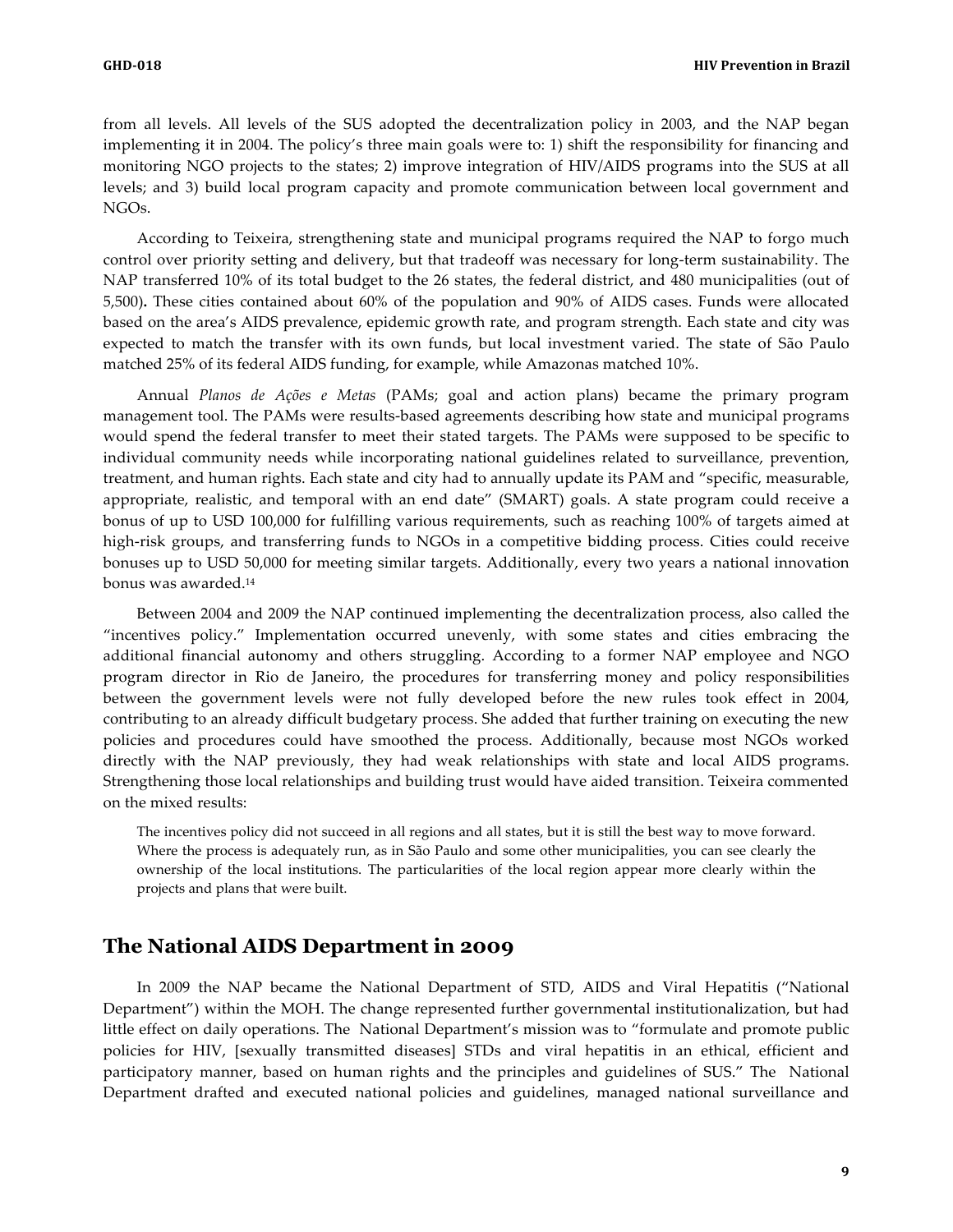from all levels. All levels of the SUS adopted the decentralization policy in 2003, and the NAP began implementing it in 2004. The policy's three main goals were to: 1) shift the responsibility for financing and monitoring NGO projects to the states; 2) improve integration of HIV/AIDS programs into the SUS at all levels; and 3) build local program capacity and promote communication between local government and NGOs.

According to Teixeira, strengthening state and municipal programs required the NAP to forgo much control over priority setting and delivery, but that tradeoff was necessary for long-term sustainability. The NAP transferred 10% of its total budget to the 26 states, the federal district, and 480 municipalities (out of 5,500)**.** These cities contained about 60% of the population and 90% of AIDS cases. Funds were allocated based on the area's AIDS prevalence, epidemic growth rate, and program strength. Each state and city was expected to match the transfer with its own funds, but local investment varied. The state of São Paulo matched 25% of its federal AIDS funding, for example, while Amazonas matched 10%.

Annual *Planos de Ações e Metas* (PAMs; goal and action plans) became the primary program management tool. The PAMs were results-based agreements describing how state and municipal programs would spend the federal transfer to meet their stated targets. The PAMs were supposed to be specific to individual community needs while incorporating national guidelines related to surveillance, prevention, treatment, and human rights. Each state and city had to annually update its PAM and "specific, measurable, appropriate, realistic, and temporal with an end date" (SMART) goals. A state program could receive a bonus of up to USD 100,000 for fulfilling various requirements, such as reaching 100% of targets aimed at high-risk groups, and transferring funds to NGOs in a competitive bidding process. Cities could receive bonuses up to USD 50,000 for meeting similar targets. Additionally, every two years a national innovation bonus was awarded.[14]

Between 2004 and 2009 the NAP continued implementing the decentralization process, also called the "incentives policy." Implementation occurred unevenly, with some states and cities embracing the additional financial autonomy and others struggling. According to a former NAP employee and NGO program director in Rio de Janeiro, the procedures for transferring money and policy responsibilities between the government levels were not fully developed before the new rules took effect in 2004, contributing to an already difficult budgetary process. She added that further training on executing the new policies and procedures could have smoothed the process. Additionally, because most NGOs worked directly with the NAP previously, they had weak relationships with state and local AIDS programs. Strengthening those local relationships and building trust would have aided transition. Teixeira commented on the mixed results:

> The incentives policy did not succeed in all regions and all states, but it is still the best way to move forward. Where the process is adequately run, as in São Paulo and some other municipalities, you can see clearly the ownership of the local institutions. The particularities of the local region appear more clearly within the projects and plans that were built.

## The National AIDS Department in 2009

In 2009 the NAP became the National Department of STD, AIDS and Viral Hepatitis ("National Department") within the MOH. The change represented further governmental institutionalization, but had little effect on daily operations. The National Department's mission was to "formulate and promote public policies for HIV, [sexually transmitted diseases] STDs and viral hepatitis in an ethical, efficient and participatory manner, based on human rights and the principles and guidelines of SUS." The National Department drafted and executed national policies and guidelines, managed national surveillance and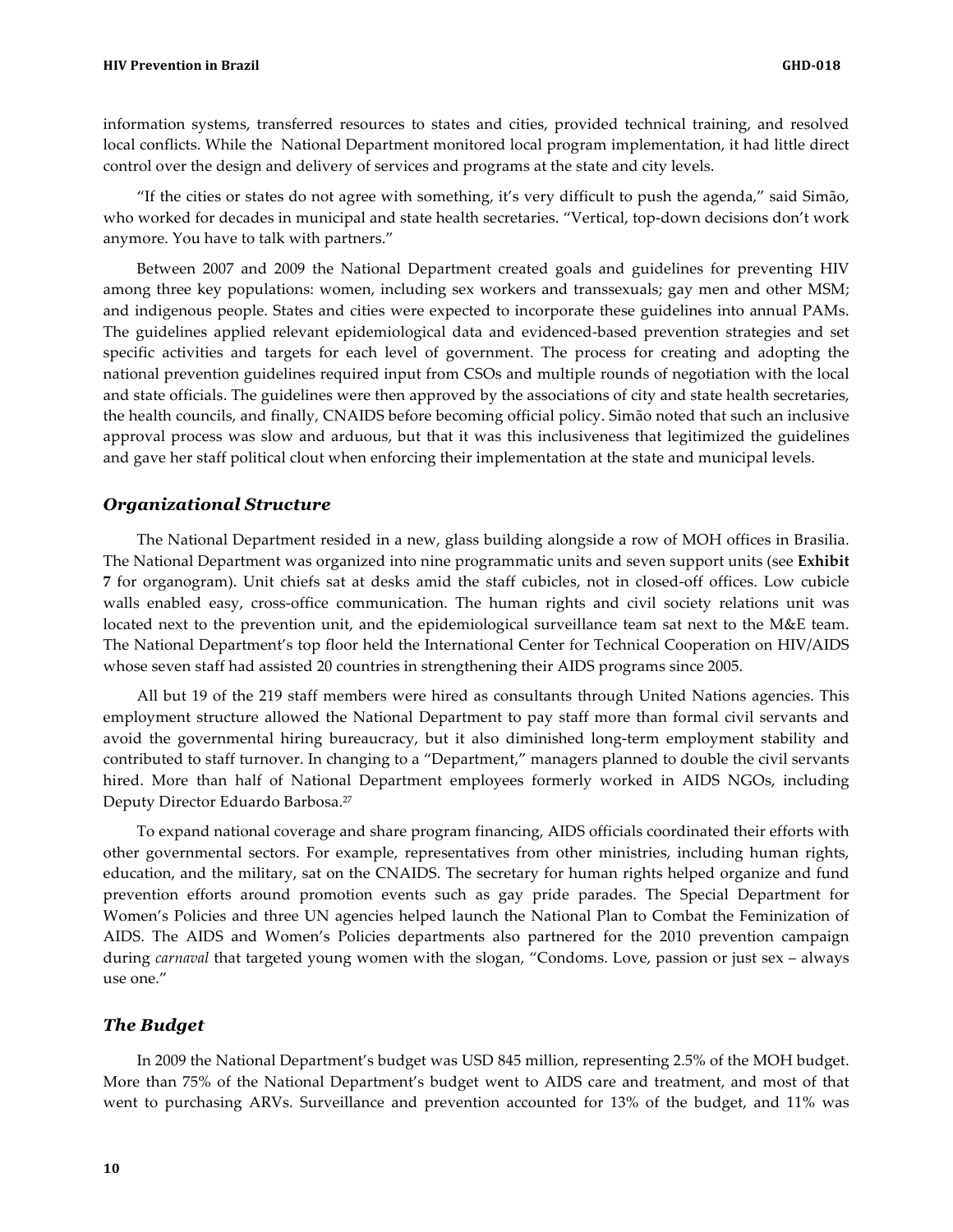information systems, transferred resources to states and cities, provided technical training, and resolved local conflicts. While the National Department monitored local program implementation, it had little direct control over the design and delivery of services and programs at the state and city levels.

"If the cities or states do not agree with something, it's very difficult to push the agenda," said Simão, who worked for decades in municipal and state health secretaries. "Vertical, top-down decisions don't work anymore. You have to talk with partners."

Between 2007 and 2009 the National Department created goals and guidelines for preventing HIV among three key populations: women, including sex workers and transsexuals; gay men and other MSM; and indigenous people. States and cities were expected to incorporate these guidelines into annual PAMs. The guidelines applied relevant epidemiological data and evidenced-based prevention strategies and set specific activities and targets for each level of government. The process for creating and adopting the national prevention guidelines required input from CSOs and multiple rounds of negotiation with the local and state officials. The guidelines were then approved by the associations of city and state health secretaries, the health councils, and finally, CNAIDS before becoming official policy. Simão noted that such an inclusive approval process was slow and arduous, but that it was this inclusiveness that legitimized the guidelines and gave her staff political clout when enforcing their implementation at the state and municipal levels.

### *Organizational Structure*

The National Department resided in a new, glass building alongside a row of MOH offices in Brasilia. The National Department was organized into nine programmatic units and seven support units (see **Exhibit 7** for organogram). Unit chiefs sat at desks amid the staff cubicles, not in closed-off offices. Low cubicle walls enabled easy, cross-office communication. The human rights and civil society relations unit was located next to the prevention unit, and the epidemiological surveillance team sat next to the M&E team. The National Department's top floor held the International Center for Technical Cooperation on HIV/AIDS whose seven staff had assisted 20 countries in strengthening their AIDS programs since 2005.

All but 19 of the 219 staff members were hired as consultants through United Nations agencies. This employment structure allowed the National Department to pay staff more than formal civil servants and avoid the governmental hiring bureaucracy, but it also diminished long-term employment stability and contributed to staff turnover. In changing to a "Department," managers planned to double the civil servants hired. More than half of National Department employees formerly worked in AIDS NGOs, including Deputy Director Eduardo Barbosa.[27]

To expand national coverage and share program financing, AIDS officials coordinated their efforts with other governmental sectors. For example, representatives from other ministries, including human rights, education, and the military, sat on the CNAIDS. The secretary for human rights helped organize and fund prevention efforts around promotion events such as gay pride parades. The Special Department for Women's Policies and three UN agencies helped launch the National Plan to Combat the Feminization of AIDS. The AIDS and Women's Policies departments also partnered for the 2010 prevention campaign during *carnaval* that targeted young women with the slogan, "Condoms. Love, passion or just sex – always use one."

### *The Budget*

In 2009 the National Department's budget was USD 845 million, representing 2.5% of the MOH budget. More than 75% of the National Department's budget went to AIDS care and treatment, and most of that went to purchasing ARVs. Surveillance and prevention accounted for 13% of the budget, and 11% was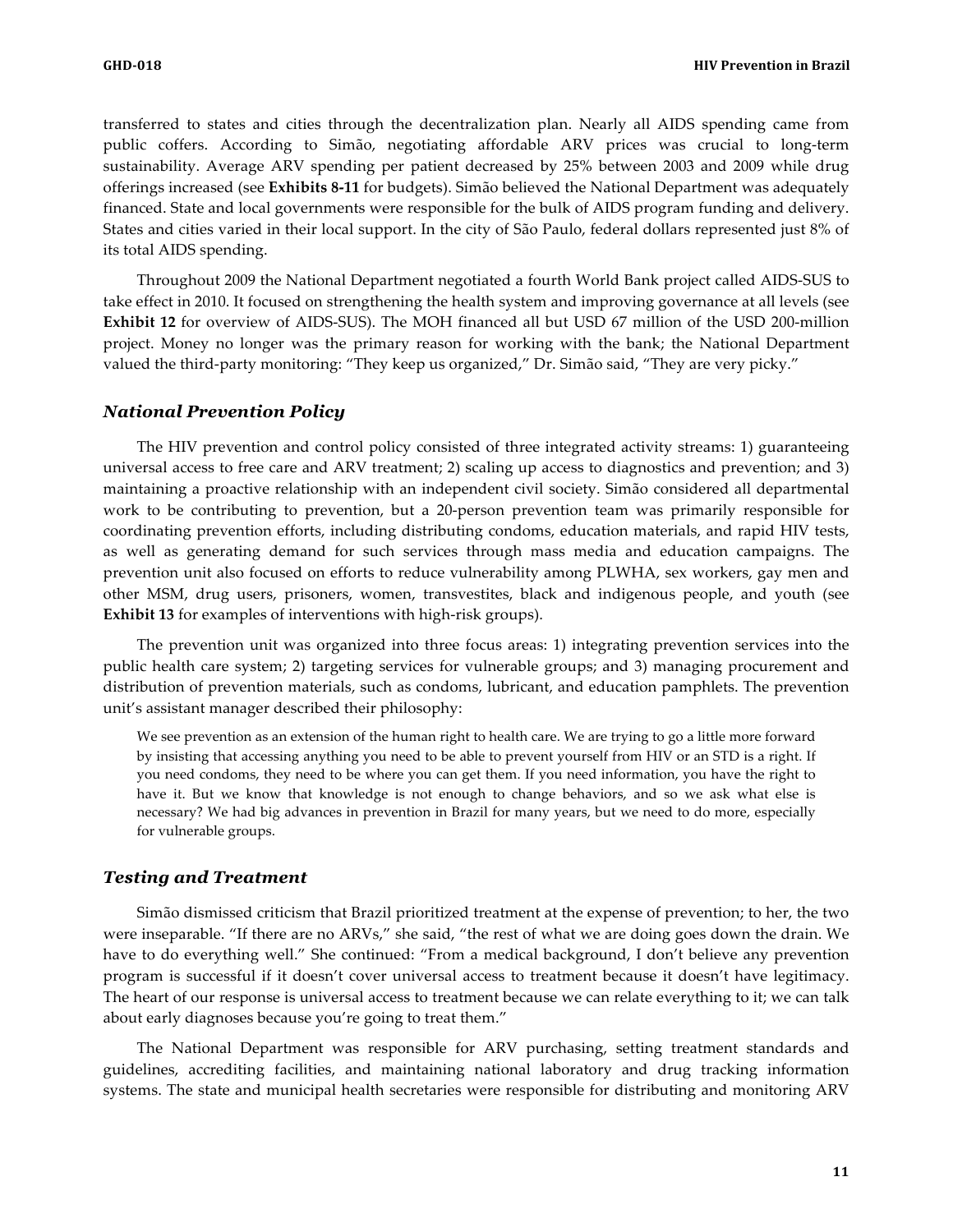transferred to states and cities through the decentralization plan. Nearly all AIDS spending came from public coffers. According to Simão, negotiating affordable ARV prices was crucial to long-term sustainability. Average ARV spending per patient decreased by 25% between 2003 and 2009 while drug offerings increased (see **Exhibits 8-11** for budgets). Simão believed the National Department was adequately financed. State and local governments were responsible for the bulk of AIDS program funding and delivery. States and cities varied in their local support. In the city of São Paulo, federal dollars represented just 8% of its total AIDS spending.

Throughout 2009 the National Department negotiated a fourth World Bank project called AIDS-SUS to take effect in 2010. It focused on strengthening the health system and improving governance at all levels (see **Exhibit 12** for overview of AIDS-SUS). The MOH financed all but USD 67 million of the USD 200-million project. Money no longer was the primary reason for working with the bank; the National Department valued the third-party monitoring: "They keep us organized," Dr. Simão said, "They are very picky."

### *National Prevention Policy*

The HIV prevention and control policy consisted of three integrated activity streams: 1) guaranteeing universal access to free care and ARV treatment; 2) scaling up access to diagnostics and prevention; and 3) maintaining a proactive relationship with an independent civil society. Simão considered all departmental work to be contributing to prevention, but a 20-person prevention team was primarily responsible for coordinating prevention efforts, including distributing condoms, education materials, and rapid HIV tests, as well as generating demand for such services through mass media and education campaigns. The prevention unit also focused on efforts to reduce vulnerability among PLWHA, sex workers, gay men and other MSM, drug users, prisoners, women, transvestites, black and indigenous people, and youth (see **Exhibit 13** for examples of interventions with high-risk groups).

The prevention unit was organized into three focus areas: 1) integrating prevention services into the public health care system; 2) targeting services for vulnerable groups; and 3) managing procurement and distribution of prevention materials, such as condoms, lubricant, and education pamphlets. The prevention unit's assistant manager described their philosophy:

> We see prevention as an extension of the human right to health care. We are trying to go a little more forward by insisting that accessing anything you need to be able to prevent yourself from HIV or an STD is a right. If you need condoms, they need to be where you can get them. If you need information, you have the right to have it. But we know that knowledge is not enough to change behaviors, and so we ask what else is necessary? We had big advances in prevention in Brazil for many years, but we need to do more, especially for vulnerable groups.

### *Testing and Treatment*

Simão dismissed criticism that Brazil prioritized treatment at the expense of prevention; to her, the two were inseparable. "If there are no ARVs," she said, "the rest of what we are doing goes down the drain. We have to do everything well." She continued: "From a medical background, I don't believe any prevention program is successful if it doesn't cover universal access to treatment because it doesn't have legitimacy. The heart of our response is universal access to treatment because we can relate everything to it; we can talk about early diagnoses because you're going to treat them."

The National Department was responsible for ARV purchasing, setting treatment standards and guidelines, accrediting facilities, and maintaining national laboratory and drug tracking information systems. The state and municipal health secretaries were responsible for distributing and monitoring ARV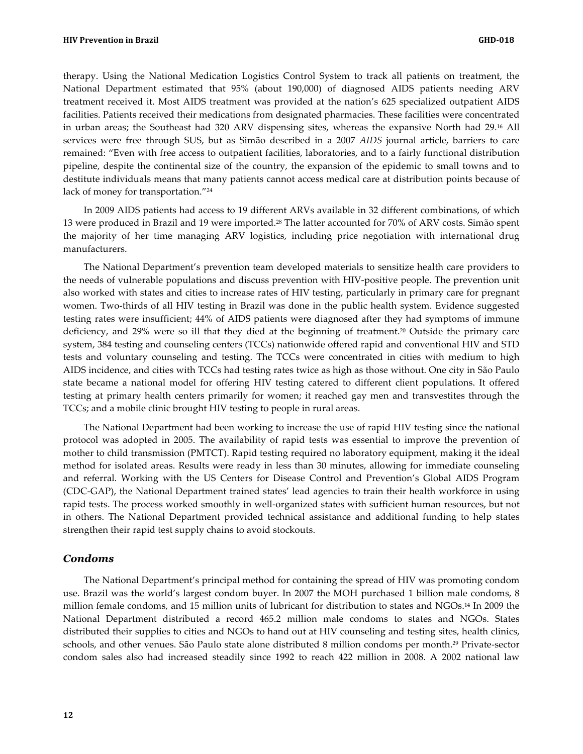therapy. Using the National Medication Logistics Control System to track all patients on treatment, the National Department estimated that 95% (about 190,000) of diagnosed AIDS patients needing ARV treatment received it. Most AIDS treatment was provided at the nation's 625 specialized outpatient AIDS facilities. Patients received their medications from designated pharmacies. These facilities were concentrated in urban areas; the Southeast had 320 ARV dispensing sites, whereas the expansive North had 29.[16] All services were free through SUS, but as Simão described in a 2007 *AIDS* journal article, barriers to care remained: "Even with free access to outpatient facilities, laboratories, and to a fairly functional distribution pipeline, despite the continental size of the country, the expansion of the epidemic to small towns and to destitute individuals means that many patients cannot access medical care at distribution points because of lack of money for transportation."[24]

In 2009 AIDS patients had access to 19 different ARVs available in 32 different combinations, of which 13 were produced in Brazil and 19 were imported.[28] The latter accounted for 70% of ARV costs. Simão spent the majority of her time managing ARV logistics, including price negotiation with international drug manufacturers.

The National Department's prevention team developed materials to sensitize health care providers to the needs of vulnerable populations and discuss prevention with HIV-positive people. The prevention unit also worked with states and cities to increase rates of HIV testing, particularly in primary care for pregnant women. Two-thirds of all HIV testing in Brazil was done in the public health system. Evidence suggested testing rates were insufficient; 44% of AIDS patients were diagnosed after they had symptoms of immune deficiency, and 29% were so ill that they died at the beginning of treatment.[20] Outside the primary care system, 384 testing and counseling centers (TCCs) nationwide offered rapid and conventional HIV and STD tests and voluntary counseling and testing. The TCCs were concentrated in cities with medium to high AIDS incidence, and cities with TCCs had testing rates twice as high as those without. One city in São Paulo state became a national model for offering HIV testing catered to different client populations. It offered testing at primary health centers primarily for women; it reached gay men and transvestites through the TCCs; and a mobile clinic brought HIV testing to people in rural areas.

The National Department had been working to increase the use of rapid HIV testing since the national protocol was adopted in 2005. The availability of rapid tests was essential to improve the prevention of mother to child transmission (PMTCT). Rapid testing required no laboratory equipment, making it the ideal method for isolated areas. Results were ready in less than 30 minutes, allowing for immediate counseling and referral. Working with the US Centers for Disease Control and Prevention's Global AIDS Program (CDC-GAP), the National Department trained states' lead agencies to train their health workforce in using rapid tests. The process worked smoothly in well-organized states with sufficient human resources, but not in others. The National Department provided technical assistance and additional funding to help states strengthen their rapid test supply chains to avoid stockouts.

### *Condoms*

The National Department's principal method for containing the spread of HIV was promoting condom use. Brazil was the world's largest condom buyer. In 2007 the MOH purchased 1 billion male condoms, 8 million female condoms, and 15 million units of lubricant for distribution to states and NGOs.[14] In 2009 the National Department distributed a record 465.2 million male condoms to states and NGOs. States distributed their supplies to cities and NGOs to hand out at HIV counseling and testing sites, health clinics, schools, and other venues. São Paulo state alone distributed 8 million condoms per month.[29] Private-sector condom sales also had increased steadily since 1992 to reach 422 million in 2008. A 2002 national law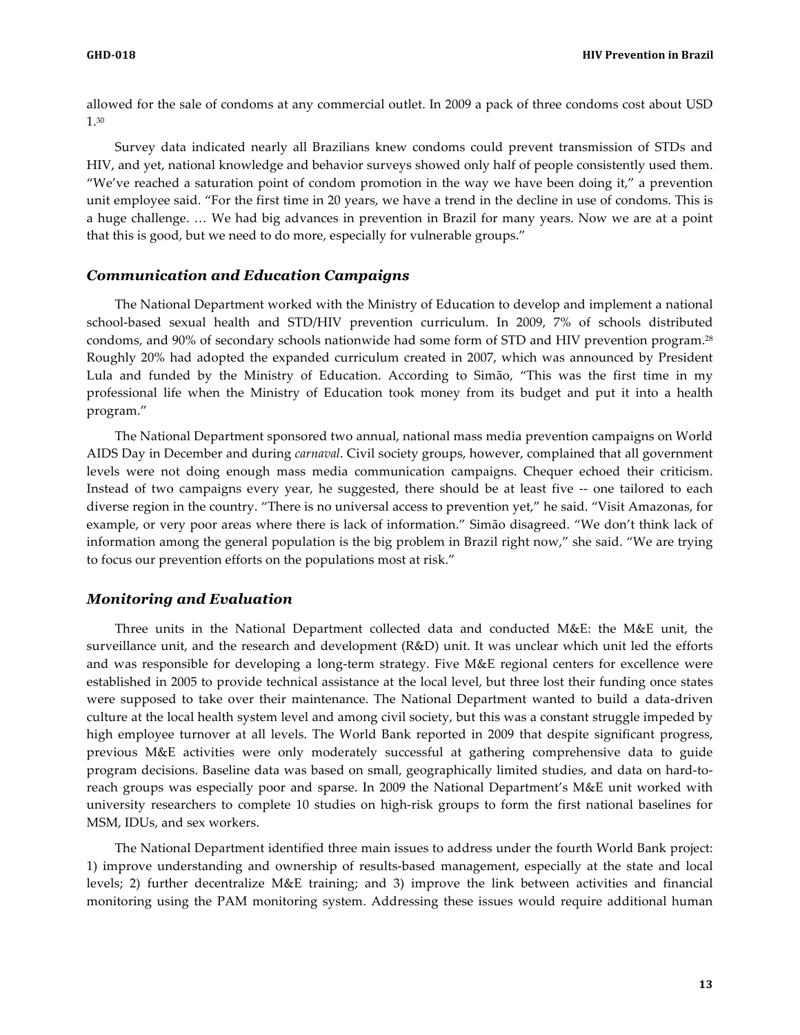allowed for the sale of condoms at any commercial outlet. In 2009 a pack of three condoms cost about USD 1.[30]

Survey data indicated nearly all Brazilians knew condoms could prevent transmission of STDs and HIV, and yet, national knowledge and behavior surveys showed only half of people consistently used them. "We've reached a saturation point of condom promotion in the way we have been doing it," a prevention unit employee said. "For the first time in 20 years, we have a trend in the decline in use of condoms. This is a huge challenge. … We had big advances in prevention in Brazil for many years. Now we are at a point that this is good, but we need to do more, especially for vulnerable groups."

### *Communication and Education Campaigns*

The National Department worked with the Ministry of Education to develop and implement a national school-based sexual health and STD/HIV prevention curriculum. In 2009, 7% of schools distributed condoms, and 90% of secondary schools nationwide had some form of STD and HIV prevention program.[28] Roughly 20% had adopted the expanded curriculum created in 2007, which was announced by President Lula and funded by the Ministry of Education. According to Simão, "This was the first time in my professional life when the Ministry of Education took money from its budget and put it into a health program."

The National Department sponsored two annual, national mass media prevention campaigns on World AIDS Day in December and during *carnaval*. Civil society groups, however, complained that all government levels were not doing enough mass media communication campaigns. Chequer echoed their criticism. Instead of two campaigns every year, he suggested, there should be at least five -- one tailored to each diverse region in the country. "There is no universal access to prevention yet," he said. "Visit Amazonas, for example, or very poor areas where there is lack of information." Simão disagreed. "We don't think lack of information among the general population is the big problem in Brazil right now," she said. "We are trying to focus our prevention efforts on the populations most at risk."

### *Monitoring and Evaluation*

Three units in the National Department collected data and conducted M&E: the M&E unit, the surveillance unit, and the research and development (R&D) unit. It was unclear which unit led the efforts and was responsible for developing a long-term strategy. Five M&E regional centers for excellence were established in 2005 to provide technical assistance at the local level, but three lost their funding once states were supposed to take over their maintenance. The National Department wanted to build a data-driven culture at the local health system level and among civil society, but this was a constant struggle impeded by high employee turnover at all levels. The World Bank reported in 2009 that despite significant progress, previous M&E activities were only moderately successful at gathering comprehensive data to guide program decisions. Baseline data was based on small, geographically limited studies, and data on hard-to-reach groups was especially poor and sparse. In 2009 the National Department's M&E unit worked with university researchers to complete 10 studies on high-risk groups to form the first national baselines for MSM, IDUs, and sex workers.

The National Department identified three main issues to address under the fourth World Bank project: 1) improve understanding and ownership of results-based management, especially at the state and local levels; 2) further decentralize M&E training; and 3) improve the link between activities and financial monitoring using the PAM monitoring system. Addressing these issues would require additional human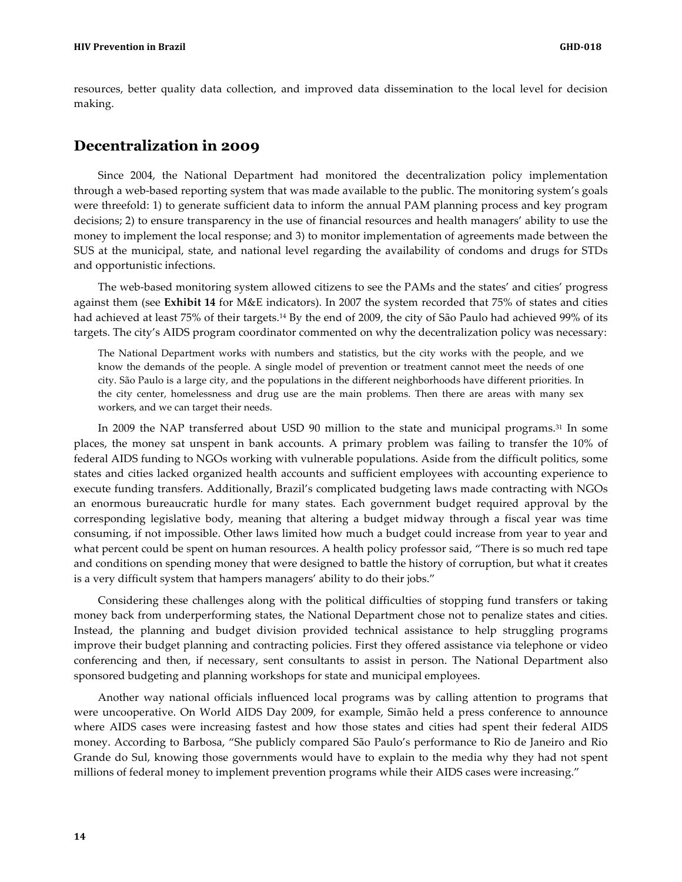resources, better quality data collection, and improved data dissemination to the local level for decision making.

## Decentralization in 2009

Since 2004, the National Department had monitored the decentralization policy implementation through a web-based reporting system that was made available to the public. The monitoring system's goals were threefold: 1) to generate sufficient data to inform the annual PAM planning process and key program decisions; 2) to ensure transparency in the use of financial resources and health managers' ability to use the money to implement the local response; and 3) to monitor implementation of agreements made between the SUS at the municipal, state, and national level regarding the availability of condoms and drugs for STDs and opportunistic infections.

The web-based monitoring system allowed citizens to see the PAMs and the states' and cities' progress against them (see **Exhibit 14** for M&E indicators). In 2007 the system recorded that 75% of states and cities had achieved at least 75% of their targets.[14] By the end of 2009, the city of São Paulo had achieved 99% of its targets. The city's AIDS program coordinator commented on why the decentralization policy was necessary:

> The National Department works with numbers and statistics, but the city works with the people, and we know the demands of the people. A single model of prevention or treatment cannot meet the needs of one city. São Paulo is a large city, and the populations in the different neighborhoods have different priorities. In the city center, homelessness and drug use are the main problems. Then there are areas with many sex workers, and we can target their needs.

In 2009 the NAP transferred about USD 90 million to the state and municipal programs.[31] In some places, the money sat unspent in bank accounts. A primary problem was failing to transfer the 10% of federal AIDS funding to NGOs working with vulnerable populations. Aside from the difficult politics, some states and cities lacked organized health accounts and sufficient employees with accounting experience to execute funding transfers. Additionally, Brazil's complicated budgeting laws made contracting with NGOs an enormous bureaucratic hurdle for many states. Each government budget required approval by the corresponding legislative body, meaning that altering a budget midway through a fiscal year was time consuming, if not impossible. Other laws limited how much a budget could increase from year to year and what percent could be spent on human resources. A health policy professor said, "There is so much red tape and conditions on spending money that were designed to battle the history of corruption, but what it creates is a very difficult system that hampers managers' ability to do their jobs."

Considering these challenges along with the political difficulties of stopping fund transfers or taking money back from underperforming states, the National Department chose not to penalize states and cities. Instead, the planning and budget division provided technical assistance to help struggling programs improve their budget planning and contracting policies. First they offered assistance via telephone or video conferencing and then, if necessary, sent consultants to assist in person. The National Department also sponsored budgeting and planning workshops for state and municipal employees.

Another way national officials influenced local programs was by calling attention to programs that were uncooperative. On World AIDS Day 2009, for example, Simão held a press conference to announce where AIDS cases were increasing fastest and how those states and cities had spent their federal AIDS money. According to Barbosa, "She publicly compared São Paulo's performance to Rio de Janeiro and Rio Grande do Sul, knowing those governments would have to explain to the media why they had not spent millions of federal money to implement prevention programs while their AIDS cases were increasing."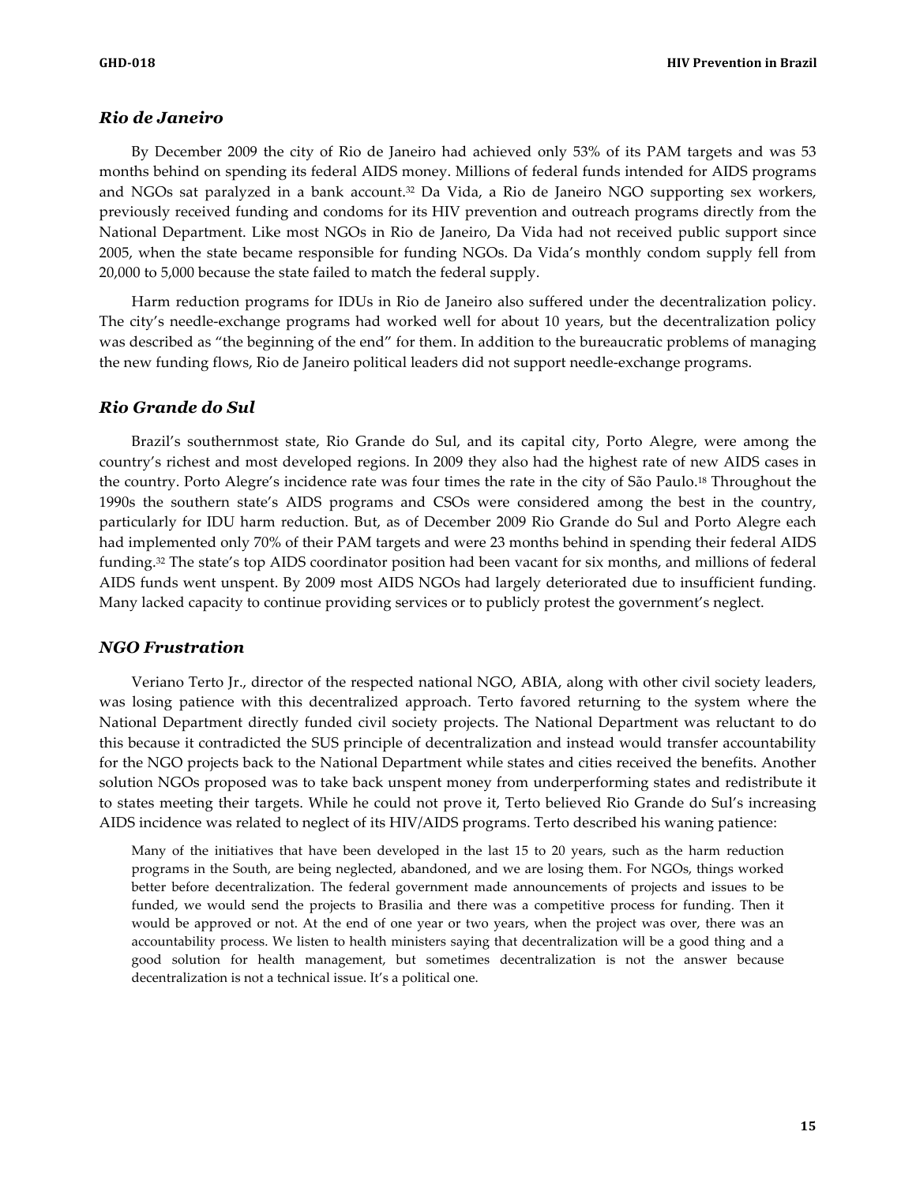### *Rio de Janeiro*

By December 2009 the city of Rio de Janeiro had achieved only 53% of its PAM targets and was 53 months behind on spending its federal AIDS money. Millions of federal funds intended for AIDS programs and NGOs sat paralyzed in a bank account.[32] Da Vida, a Rio de Janeiro NGO supporting sex workers, previously received funding and condoms for its HIV prevention and outreach programs directly from the National Department. Like most NGOs in Rio de Janeiro, Da Vida had not received public support since 2005, when the state became responsible for funding NGOs. Da Vida's monthly condom supply fell from 20,000 to 5,000 because the state failed to match the federal supply.

Harm reduction programs for IDUs in Rio de Janeiro also suffered under the decentralization policy. The city's needle-exchange programs had worked well for about 10 years, but the decentralization policy was described as "the beginning of the end" for them. In addition to the bureaucratic problems of managing the new funding flows, Rio de Janeiro political leaders did not support needle-exchange programs.

### *Rio Grande do Sul*

Brazil's southernmost state, Rio Grande do Sul, and its capital city, Porto Alegre, were among the country's richest and most developed regions. In 2009 they also had the highest rate of new AIDS cases in the country. Porto Alegre's incidence rate was four times the rate in the city of São Paulo.[18] Throughout the 1990s the southern state's AIDS programs and CSOs were considered among the best in the country, particularly for IDU harm reduction. But, as of December 2009 Rio Grande do Sul and Porto Alegre each had implemented only 70% of their PAM targets and were 23 months behind in spending their federal AIDS funding.[32] The state's top AIDS coordinator position had been vacant for six months, and millions of federal AIDS funds went unspent. By 2009 most AIDS NGOs had largely deteriorated due to insufficient funding. Many lacked capacity to continue providing services or to publicly protest the government's neglect.

### *NGO Frustration*

Veriano Terto Jr., director of the respected national NGO, ABIA, along with other civil society leaders, was losing patience with this decentralized approach. Terto favored returning to the system where the National Department directly funded civil society projects. The National Department was reluctant to do this because it contradicted the SUS principle of decentralization and instead would transfer accountability for the NGO projects back to the National Department while states and cities received the benefits. Another solution NGOs proposed was to take back unspent money from underperforming states and redistribute it to states meeting their targets. While he could not prove it, Terto believed Rio Grande do Sul's increasing AIDS incidence was related to neglect of its HIV/AIDS programs. Terto described his waning patience:

> Many of the initiatives that have been developed in the last 15 to 20 years, such as the harm reduction programs in the South, are being neglected, abandoned, and we are losing them. For NGOs, things worked better before decentralization. The federal government made announcements of projects and issues to be funded, we would send the projects to Brasilia and there was a competitive process for funding. Then it would be approved or not. At the end of one year or two years, when the project was over, there was an accountability process. We listen to health ministers saying that decentralization will be a good thing and a good solution for health management, but sometimes decentralization is not the answer because decentralization is not a technical issue. It's a political one.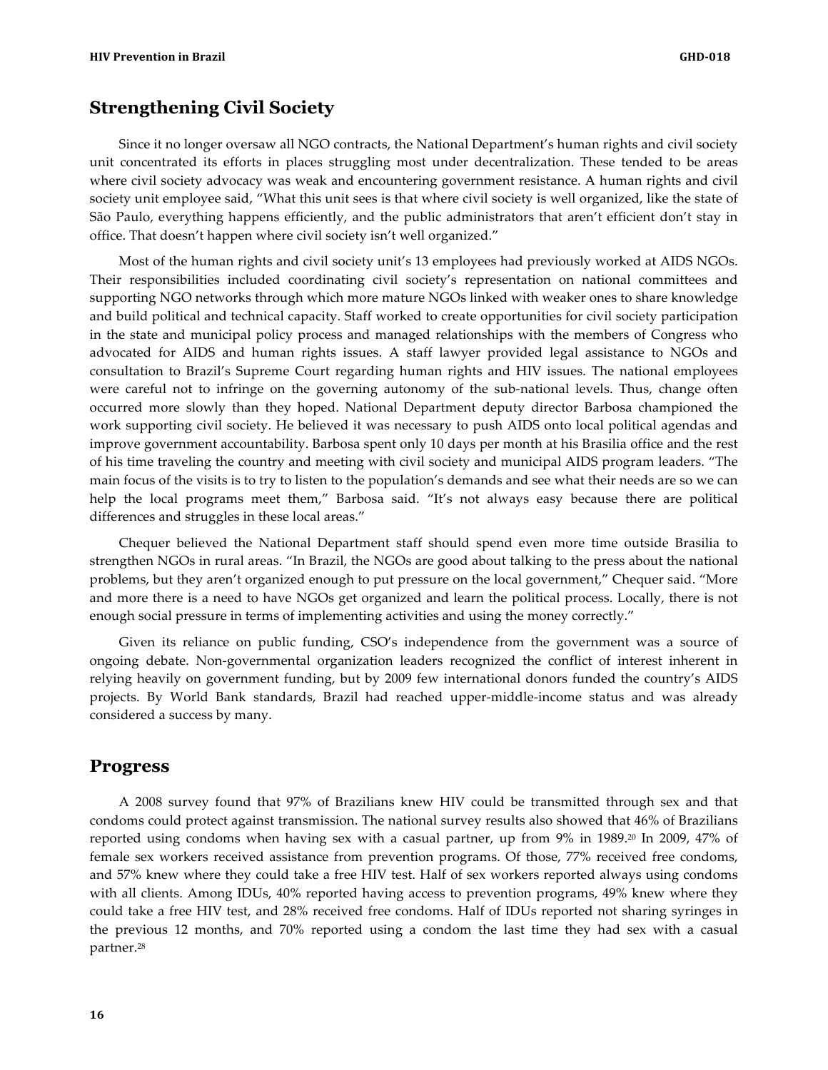## Strengthening Civil Society

Since it no longer oversaw all NGO contracts, the National Department's human rights and civil society unit concentrated its efforts in places struggling most under decentralization. These tended to be areas where civil society advocacy was weak and encountering government resistance. A human rights and civil society unit employee said, "What this unit sees is that where civil society is well organized, like the state of São Paulo, everything happens efficiently, and the public administrators that aren't efficient don't stay in office. That doesn't happen where civil society isn't well organized."

Most of the human rights and civil society unit's 13 employees had previously worked at AIDS NGOs. Their responsibilities included coordinating civil society's representation on national committees and supporting NGO networks through which more mature NGOs linked with weaker ones to share knowledge and build political and technical capacity. Staff worked to create opportunities for civil society participation in the state and municipal policy process and managed relationships with the members of Congress who advocated for AIDS and human rights issues. A staff lawyer provided legal assistance to NGOs and consultation to Brazil's Supreme Court regarding human rights and HIV issues. The national employees were careful not to infringe on the governing autonomy of the sub-national levels. Thus, change often occurred more slowly than they hoped. National Department deputy director Barbosa championed the work supporting civil society. He believed it was necessary to push AIDS onto local political agendas and improve government accountability. Barbosa spent only 10 days per month at his Brasilia office and the rest of his time traveling the country and meeting with civil society and municipal AIDS program leaders. "The main focus of the visits is to try to listen to the population's demands and see what their needs are so we can help the local programs meet them," Barbosa said. "It's not always easy because there are political differences and struggles in these local areas."

Chequer believed the National Department staff should spend even more time outside Brasilia to strengthen NGOs in rural areas. "In Brazil, the NGOs are good about talking to the press about the national problems, but they aren't organized enough to put pressure on the local government," Chequer said. "More and more there is a need to have NGOs get organized and learn the political process. Locally, there is not enough social pressure in terms of implementing activities and using the money correctly."

Given its reliance on public funding, CSO's independence from the government was a source of ongoing debate. Non-governmental organization leaders recognized the conflict of interest inherent in relying heavily on government funding, but by 2009 few international donors funded the country's AIDS projects. By World Bank standards, Brazil had reached upper-middle-income status and was already considered a success by many.

## Progress

A 2008 survey found that 97% of Brazilians knew HIV could be transmitted through sex and that condoms could protect against transmission. The national survey results also showed that 46% of Brazilians reported using condoms when having sex with a casual partner, up from 9% in 1989.[20] In 2009, 47% of female sex workers received assistance from prevention programs. Of those, 77% received free condoms, and 57% knew where they could take a free HIV test. Half of sex workers reported always using condoms with all clients. Among IDUs, 40% reported having access to prevention programs, 49% knew where they could take a free HIV test, and 28% received free condoms. Half of IDUs reported not sharing syringes in the previous 12 months, and 70% reported using a condom the last time they had sex with a casual partner.[28]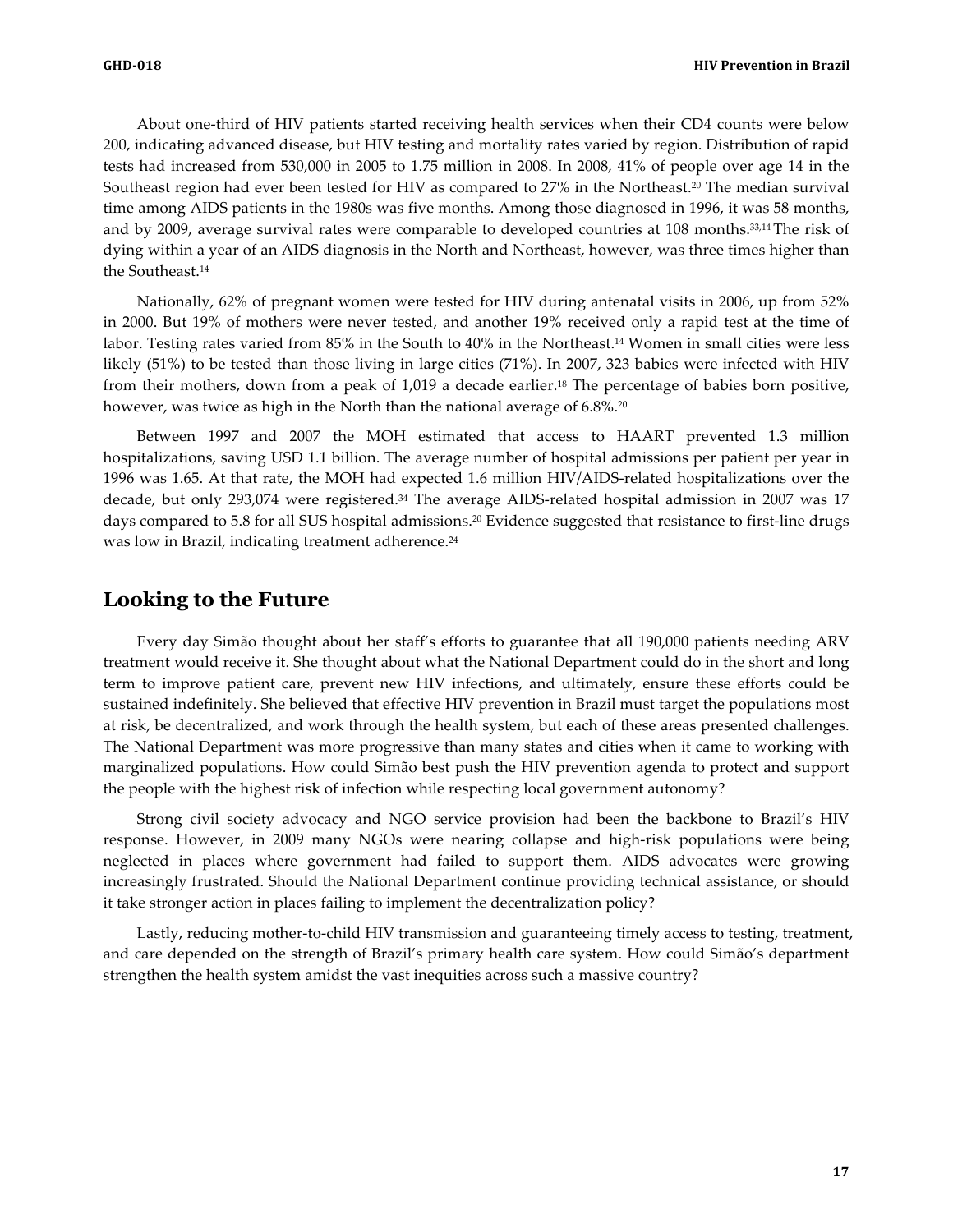About one-third of HIV patients started receiving health services when their CD4 counts were below 200, indicating advanced disease, but HIV testing and mortality rates varied by region. Distribution of rapid tests had increased from 530,000 in 2005 to 1.75 million in 2008. In 2008, 41% of people over age 14 in the Southeast region had ever been tested for HIV as compared to 27% in the Northeast.[20] The median survival time among AIDS patients in the 1980s was five months. Among those diagnosed in 1996, it was 58 months, and by 2009, average survival rates were comparable to developed countries at 108 months.[33,14] The risk of dying within a year of an AIDS diagnosis in the North and Northeast, however, was three times higher than the Southeast.[14]

Nationally, 62% of pregnant women were tested for HIV during antenatal visits in 2006, up from 52% in 2000. But 19% of mothers were never tested, and another 19% received only a rapid test at the time of labor. Testing rates varied from 85% in the South to 40% in the Northeast.[14] Women in small cities were less likely (51%) to be tested than those living in large cities (71%). In 2007, 323 babies were infected with HIV from their mothers, down from a peak of 1,019 a decade earlier.[18] The percentage of babies born positive, however, was twice as high in the North than the national average of 6.8%.[20]

Between 1997 and 2007 the MOH estimated that access to HAART prevented 1.3 million hospitalizations, saving USD 1.1 billion. The average number of hospital admissions per patient per year in 1996 was 1.65. At that rate, the MOH had expected 1.6 million HIV/AIDS-related hospitalizations over the decade, but only 293,074 were registered.[34] The average AIDS-related hospital admission in 2007 was 17 days compared to 5.8 for all SUS hospital admissions.[20] Evidence suggested that resistance to first-line drugs was low in Brazil, indicating treatment adherence.[24]

## Looking to the Future

Every day Simão thought about her staff's efforts to guarantee that all 190,000 patients needing ARV treatment would receive it. She thought about what the National Department could do in the short and long term to improve patient care, prevent new HIV infections, and ultimately, ensure these efforts could be sustained indefinitely. She believed that effective HIV prevention in Brazil must target the populations most at risk, be decentralized, and work through the health system, but each of these areas presented challenges. The National Department was more progressive than many states and cities when it came to working with marginalized populations. How could Simão best push the HIV prevention agenda to protect and support the people with the highest risk of infection while respecting local government autonomy?

Strong civil society advocacy and NGO service provision had been the backbone to Brazil's HIV response. However, in 2009 many NGOs were nearing collapse and high-risk populations were being neglected in places where government had failed to support them. AIDS advocates were growing increasingly frustrated. Should the National Department continue providing technical assistance, or should it take stronger action in places failing to implement the decentralization policy?

Lastly, reducing mother-to-child HIV transmission and guaranteeing timely access to testing, treatment, and care depended on the strength of Brazil's primary health care system. How could Simão's department strengthen the health system amidst the vast inequities across such a massive country?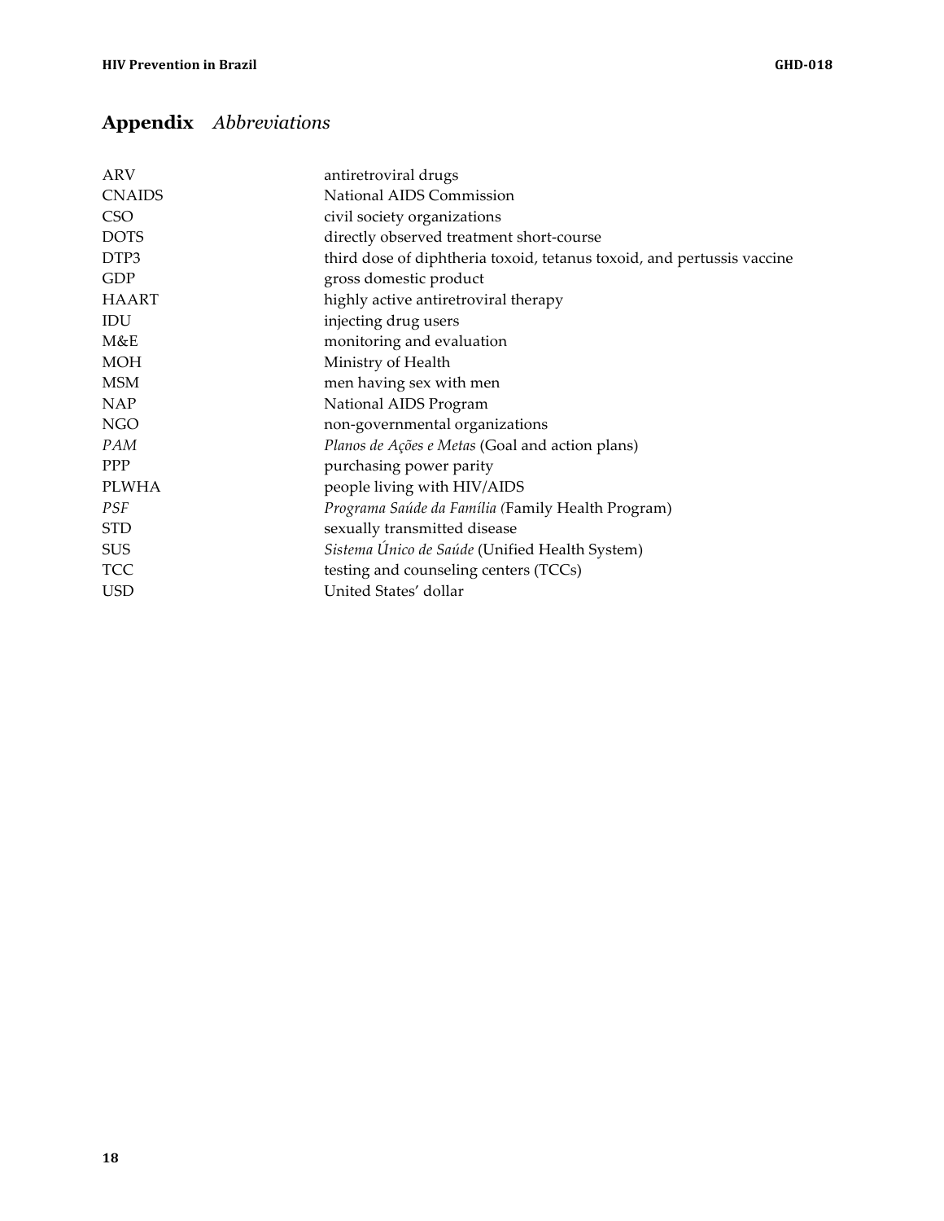# **Appendix** *Abbreviations*

| | |
|---|---|
| ARV | antiretroviral drugs |
| CNAIDS | National AIDS Commission |
| CSO | civil society organizations |
| DOTS | directly observed treatment short-course |
| DTP3 | third dose of diphtheria toxoid, tetanus toxoid, and pertussis vaccine |
| GDP | gross domestic product |
| HAART | highly active antiretroviral therapy |
| IDU | injecting drug users |
| M&E | monitoring and evaluation |
| MOH | Ministry of Health |
| MSM | men having sex with men |
| NAP | National AIDS Program |
| NGO | non-governmental organizations |
| *PAM* | *Planos de Ações e Metas* (Goal and action plans) |
| PPP | purchasing power parity |
| PLWHA | people living with HIV/AIDS |
| *PSF* | *Programa Saúde da Família* (Family Health Program) |
| STD | sexually transmitted disease |
| SUS | *Sistema Único de Saúde* (Unified Health System) |
| TCC | testing and counseling centers (TCCs) |
| USD | United States' dollar |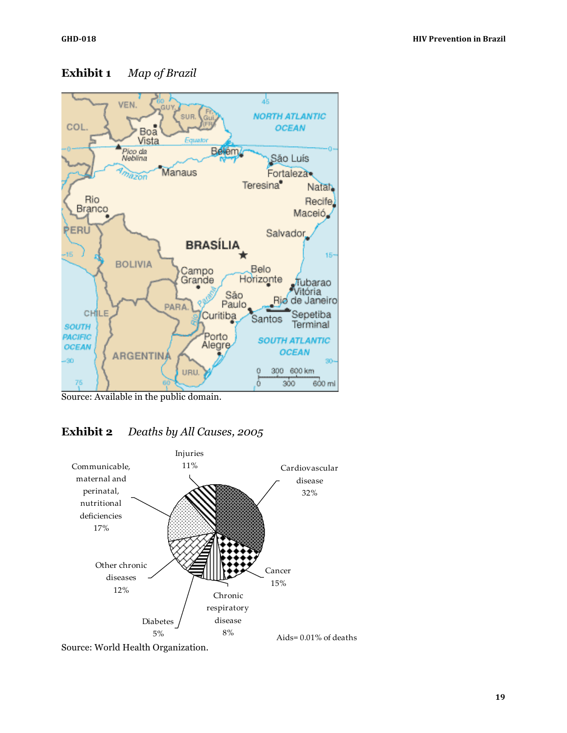**Exhibit 1** *Map of Brazil*

Source: Available in the public domain.

**Exhibit 2** *Deaths by All Causes, 2005*

- Cardiovascular disease 32%
- Cancer 15%
- Chronic respiratory disease 8%
- Diabetes 5%
- Other chronic diseases 12%
- Communicable, maternal and perinatal, nutritional deficiencies 17%
- Injuries 11%

Aids= 0.01% of deaths

Source: World Health Organization.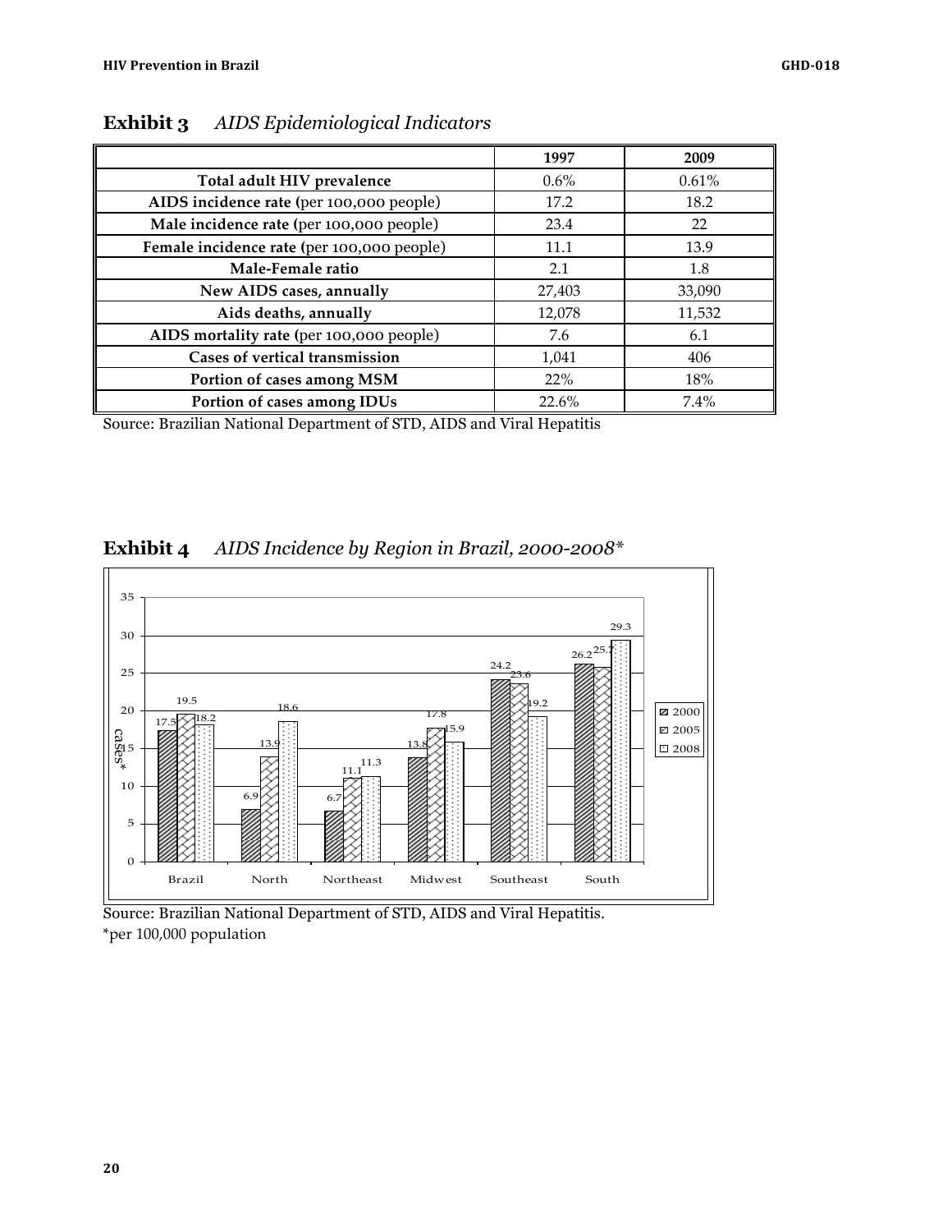**Exhibit 3** *AIDS Epidemiological Indicators*

| | 1997 | 2009 |
|---|---|---|
| Total adult HIV prevalence | 0.6% | 0.61% |
| AIDS incidence rate (per 100,000 people) | 17.2 | 18.2 |
| Male incidence rate (per 100,000 people) | 23.4 | 22 |
| Female incidence rate (per 100,000 people) | 11.1 | 13.9 |
| Male-Female ratio | 2.1 | 1.8 |
| New AIDS cases, annually | 27,403 | 33,090 |
| Aids deaths, annually | 12,078 | 11,532 |
| AIDS mortality rate (per 100,000 people) | 7.6 | 6.1 |
| Cases of vertical transmission | 1,041 | 406 |
| Portion of cases among MSM | 22% | 18% |
| Portion of cases among IDUs | 22.6% | 7.4% |

Source: Brazilian National Department of STD, AIDS and Viral Hepatitis

**Exhibit 4** *AIDS Incidence by Region in Brazil, 2000-2008\**

| cases* | 2000 | 2005 | 2008 |
|---|---|---|---|
| Brazil | 17.5 | 19.5 | 18.2 |
| North | 6.9 | 13.9 | 18.6 |
| Northeast | 6.7 | 11.1 | 11.3 |
| Midwest | 13.8 | 17.8 | 15.9 |
| Southeast | 24.2 | 23.6 | 19.2 |
| South | 26.2 | 25.7 | 29.3 |

Source: Brazilian National Department of STD, AIDS and Viral Hepatitis.
*per 100,000 population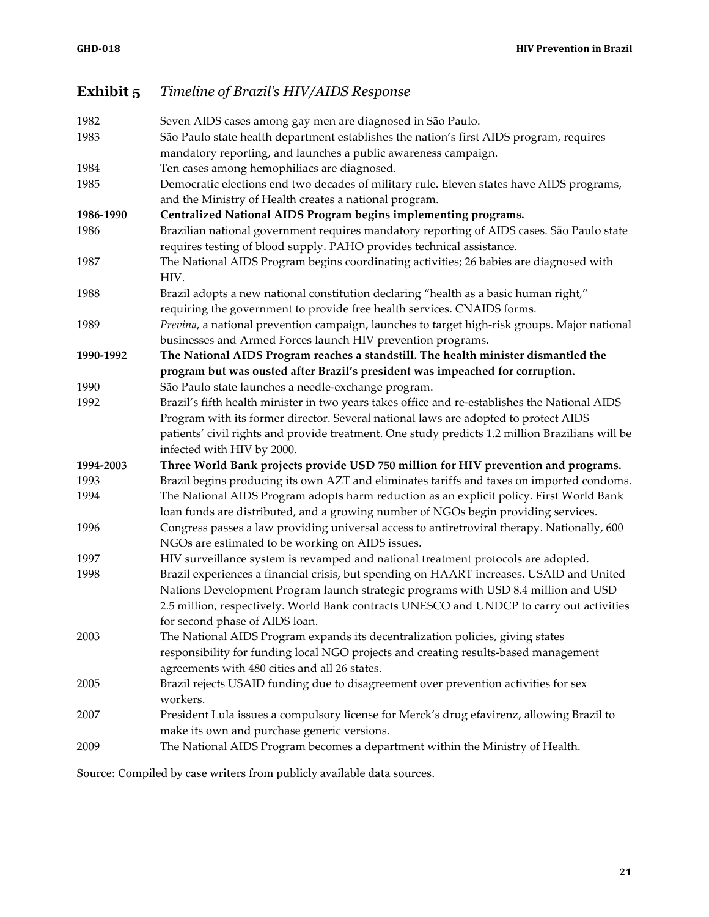## **Exhibit 5** *Timeline of Brazil's HIV/AIDS Response*

| | |
|---|---|
| 1982 | Seven AIDS cases among gay men are diagnosed in São Paulo. |
| 1983 | São Paulo state health department establishes the nation's first AIDS program, requires mandatory reporting, and launches a public awareness campaign. |
| 1984 | Ten cases among hemophiliacs are diagnosed. |
| 1985 | Democratic elections end two decades of military rule. Eleven states have AIDS programs, and the Ministry of Health creates a national program. |
| **1986-1990** | **Centralized National AIDS Program begins implementing programs.** |
| 1986 | Brazilian national government requires mandatory reporting of AIDS cases. São Paulo state requires testing of blood supply. PAHO provides technical assistance. |
| 1987 | The National AIDS Program begins coordinating activities; 26 babies are diagnosed with HIV. |
| 1988 | Brazil adopts a new national constitution declaring "health as a basic human right," requiring the government to provide free health services. CNAIDS forms. |
| 1989 | *Previna*, a national prevention campaign, launches to target high-risk groups. Major national businesses and Armed Forces launch HIV prevention programs. |
| **1990-1992** | **The National AIDS Program reaches a standstill. The health minister dismantled the program but was ousted after Brazil's president was impeached for corruption.** |
| 1990 | São Paulo state launches a needle-exchange program. |
| 1992 | Brazil's fifth health minister in two years takes office and re-establishes the National AIDS Program with its former director. Several national laws are adopted to protect AIDS patients' civil rights and provide treatment. One study predicts 1.2 million Brazilians will be infected with HIV by 2000. |
| **1994-2003** | **Three World Bank projects provide USD 750 million for HIV prevention and programs.** |
| 1993 | Brazil begins producing its own AZT and eliminates tariffs and taxes on imported condoms. |
| 1994 | The National AIDS Program adopts harm reduction as an explicit policy. First World Bank loan funds are distributed, and a growing number of NGOs begin providing services. |
| 1996 | Congress passes a law providing universal access to antiretroviral therapy. Nationally, 600 NGOs are estimated to be working on AIDS issues. |
| 1997 | HIV surveillance system is revamped and national treatment protocols are adopted. |
| 1998 | Brazil experiences a financial crisis, but spending on HAART increases. USAID and United Nations Development Program launch strategic programs with USD 8.4 million and USD 2.5 million, respectively. World Bank contracts UNESCO and UNDCP to carry out activities for second phase of AIDS loan. |
| 2003 | The National AIDS Program expands its decentralization policies, giving states responsibility for funding local NGO projects and creating results-based management agreements with 480 cities and all 26 states. |
| 2005 | Brazil rejects USAID funding due to disagreement over prevention activities for sex workers. |
| 2007 | President Lula issues a compulsory license for Merck's drug efavirenz, allowing Brazil to make its own and purchase generic versions. |
| 2009 | The National AIDS Program becomes a department within the Ministry of Health. |

Source: Compiled by case writers from publicly available data sources.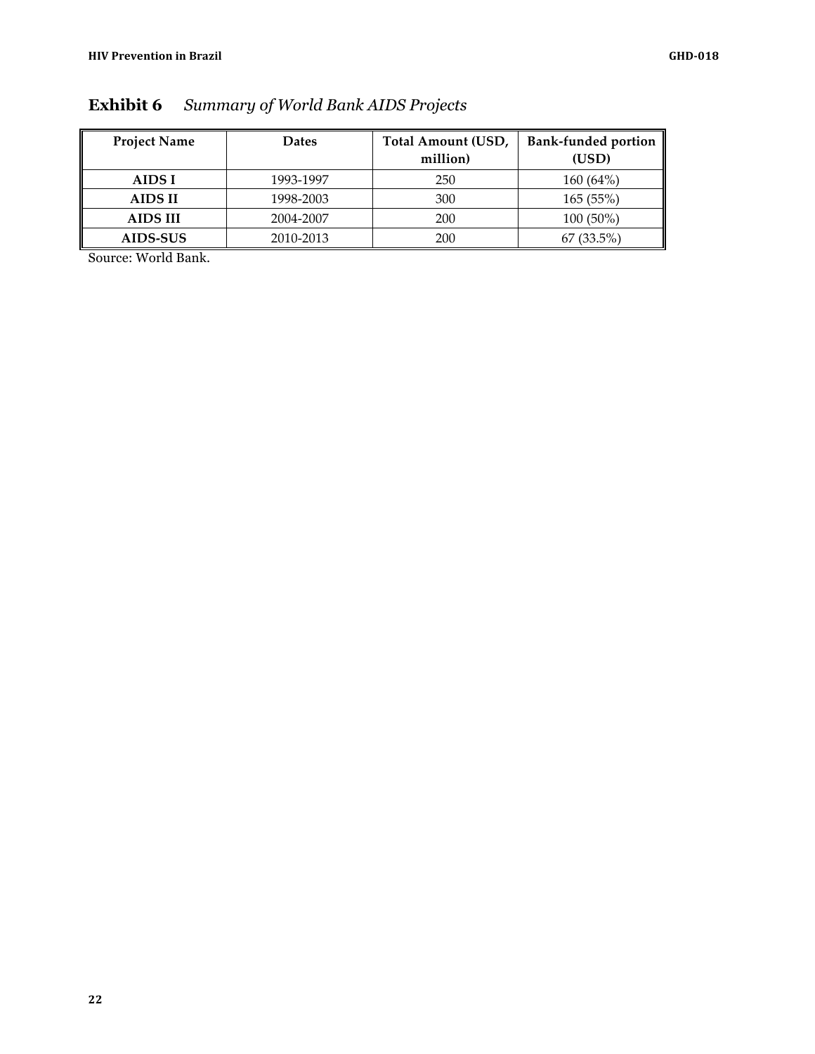**Exhibit 6** *Summary of World Bank AIDS Projects*

| Project Name | Dates | Total Amount (USD, million) | Bank-funded portion (USD) |
|---|---|---|---|
| **AIDS I** | 1993-1997 | 250 | 160 (64%) |
| **AIDS II** | 1998-2003 | 300 | 165 (55%) |
| **AIDS III** | 2004-2007 | 200 | 100 (50%) |
| **AIDS-SUS** | 2010-2013 | 200 | 67 (33.5%) |

Source: World Bank.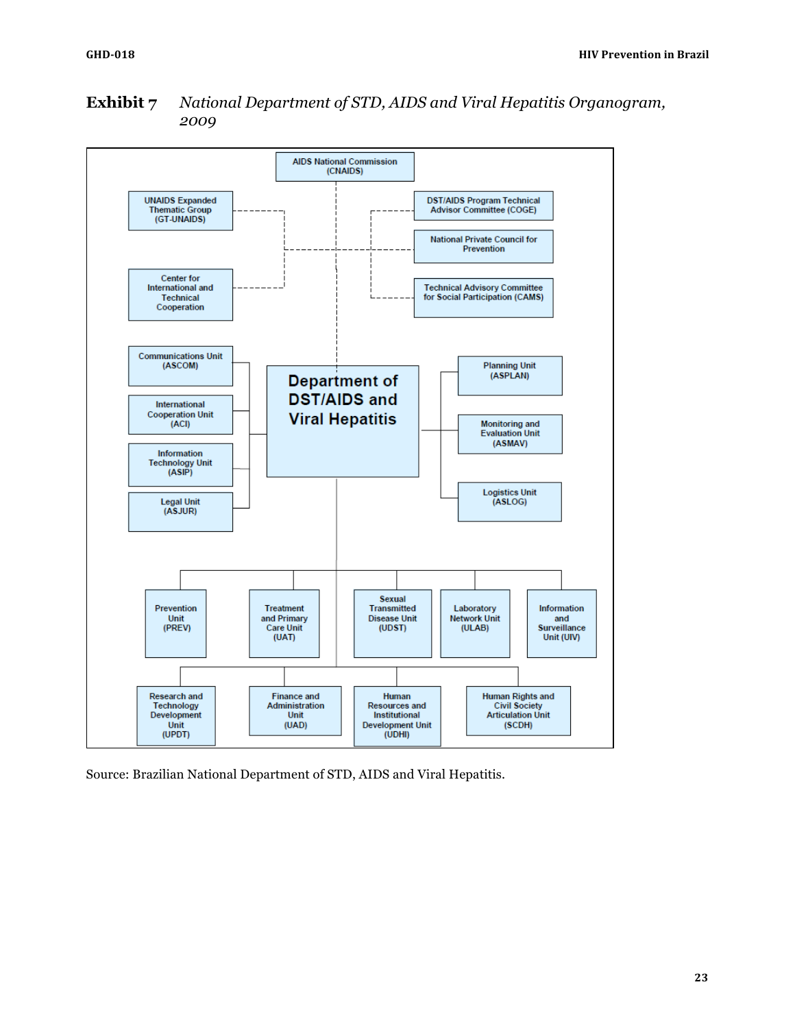**Exhibit 7** *National Department of STD, AIDS and Viral Hepatitis Organogram, 2009*

AIDS National Commission (CNAIDS)

UNAIDS Expanded Thematic Group (GT-UNAIDS)

DST/AIDS Program Technical Advisor Committee (COGE)

National Private Council for Prevention

Center for International and Technical Cooperation

Technical Advisory Committee for Social Participation (CAMS)

Communications Unit (ASCOM)

International Cooperation Unit (ACI)

Information Technology Unit (ASIP)

Legal Unit (ASJUR)

**Department of DST/AIDS and Viral Hepatitis**

Planning Unit (ASPLAN)

Monitoring and Evaluation Unit (ASMAV)

Logistics Unit (ASLOG)

Prevention Unit (PREV)

Treatment and Primary Care Unit (UAT)

Sexual Transmitted Disease Unit (UDST)

Laboratory Network Unit (ULAB)

Information and Surveillance Unit (UIV)

Research and Technology Development Unit (UPDT)

Finance and Administration Unit (UAD)

Human Resources and Institutional Development Unit (UDHI)

Human Rights and Civil Society Articulation Unit (SCDH)

Source: Brazilian National Department of STD, AIDS and Viral Hepatitis.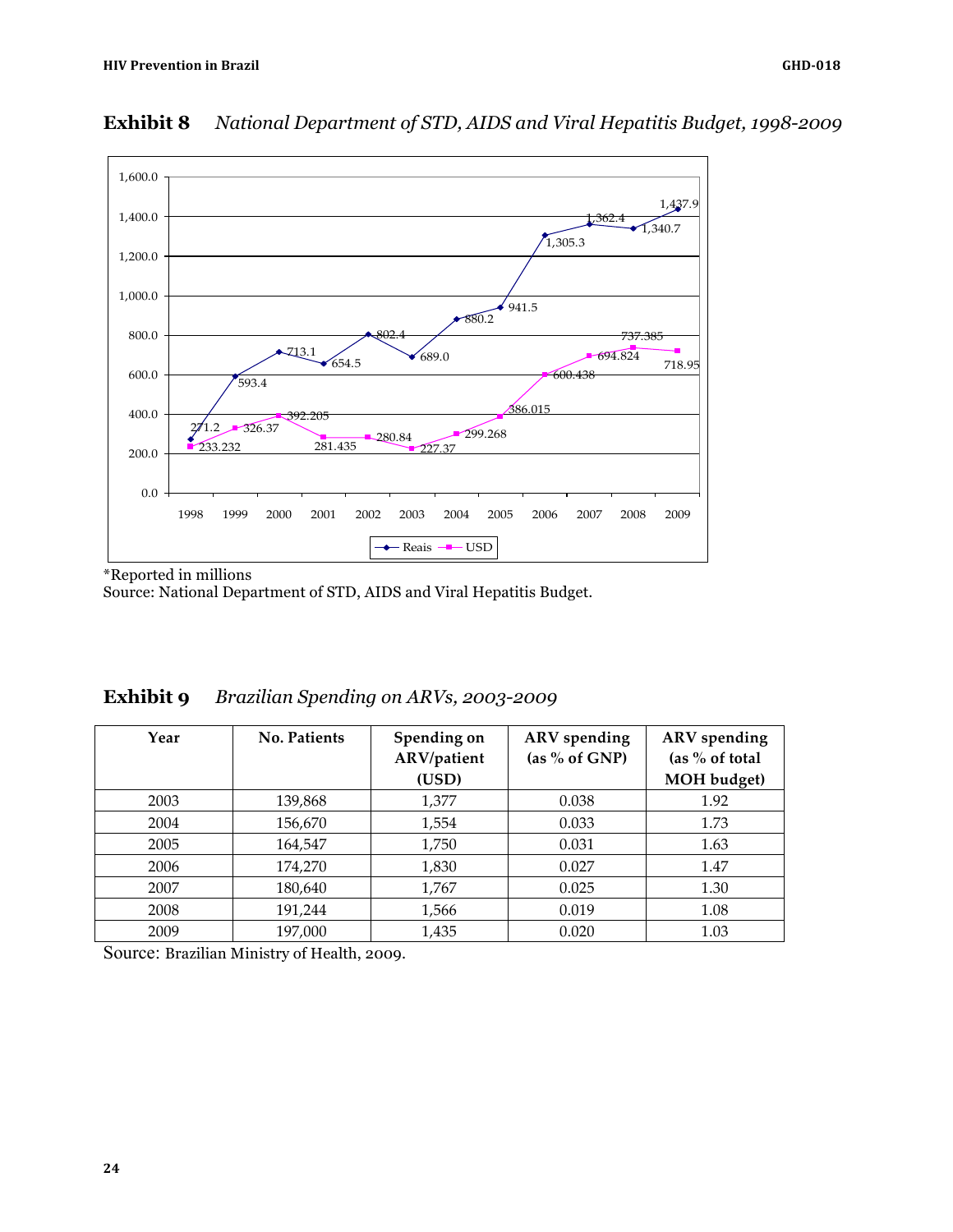**Exhibit 8** *National Department of STD, AIDS and Viral Hepatitis Budget, 1998-2009*

| Year | Reais | USD |
|---|---|---|
| 1998 | 271.2 | 233.232 |
| 1999 | 593.4 | 326.37 |
| 2000 | 713.1 | 392.205 |
| 2001 | 654.5 | 281.435 |
| 2002 | 802.4 | 280.84 |
| 2003 | 689.0 | 227.37 |
| 2004 | 880.2 | 299.268 |
| 2005 | 941.5 | 386.015 |
| 2006 | 1,305.3 | 600.438 |
| 2007 | 1,362.4 | 694.824 |
| 2008 | 1,340.7 | 737.385 |
| 2009 | 1,437.9 | 718.95 |

*Reported in millions
Source: National Department of STD, AIDS and Viral Hepatitis Budget.

**Exhibit 9** *Brazilian Spending on ARVs, 2003-2009*

| Year | No. Patients | Spending on ARV/patient (USD) | ARV spending (as % of GNP) | ARV spending (as % of total MOH budget) |
|---|---|---|---|---|
| 2003 | 139,868 | 1,377 | 0.038 | 1.92 |
| 2004 | 156,670 | 1,554 | 0.033 | 1.73 |
| 2005 | 164,547 | 1,750 | 0.031 | 1.63 |
| 2006 | 174,270 | 1,830 | 0.027 | 1.47 |
| 2007 | 180,640 | 1,767 | 0.025 | 1.30 |
| 2008 | 191,244 | 1,566 | 0.019 | 1.08 |
| 2009 | 197,000 | 1,435 | 0.020 | 1.03 |

Source: Brazilian Ministry of Health, 2009.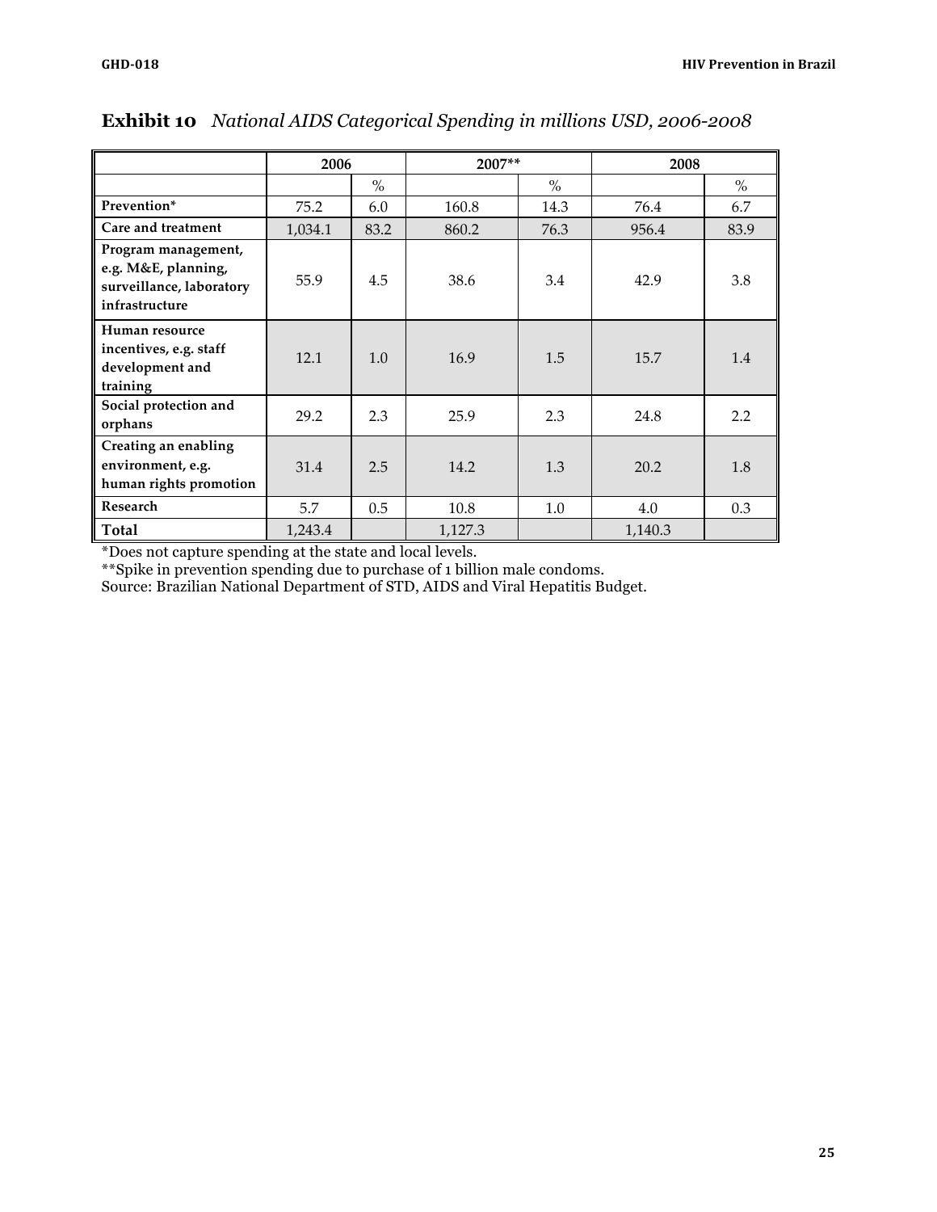**Exhibit 10** *National AIDS Categorical Spending in millions USD, 2006-2008*

| | 2006 | | 2007** | | 2008 | |
|---|---|---|---|---|---|---|
| | | % | | % | | % |
| **Prevention*** | 75.2 | 6.0 | 160.8 | 14.3 | 76.4 | 6.7 |
| **Care and treatment** | 1,034.1 | 83.2 | 860.2 | 76.3 | 956.4 | 83.9 |
| **Program management, e.g. M&E, planning, surveillance, laboratory infrastructure** | 55.9 | 4.5 | 38.6 | 3.4 | 42.9 | 3.8 |
| **Human resource incentives, e.g. staff development and training** | 12.1 | 1.0 | 16.9 | 1.5 | 15.7 | 1.4 |
| **Social protection and orphans** | 29.2 | 2.3 | 25.9 | 2.3 | 24.8 | 2.2 |
| **Creating an enabling environment, e.g. human rights promotion** | 31.4 | 2.5 | 14.2 | 1.3 | 20.2 | 1.8 |
| **Research** | 5.7 | 0.5 | 10.8 | 1.0 | 4.0 | 0.3 |
| **Total** | 1,243.4 | | 1,127.3 | | 1,140.3 | |

*Does not capture spending at the state and local levels.
**Spike in prevention spending due to purchase of 1 billion male condoms.
Source: Brazilian National Department of STD, AIDS and Viral Hepatitis Budget.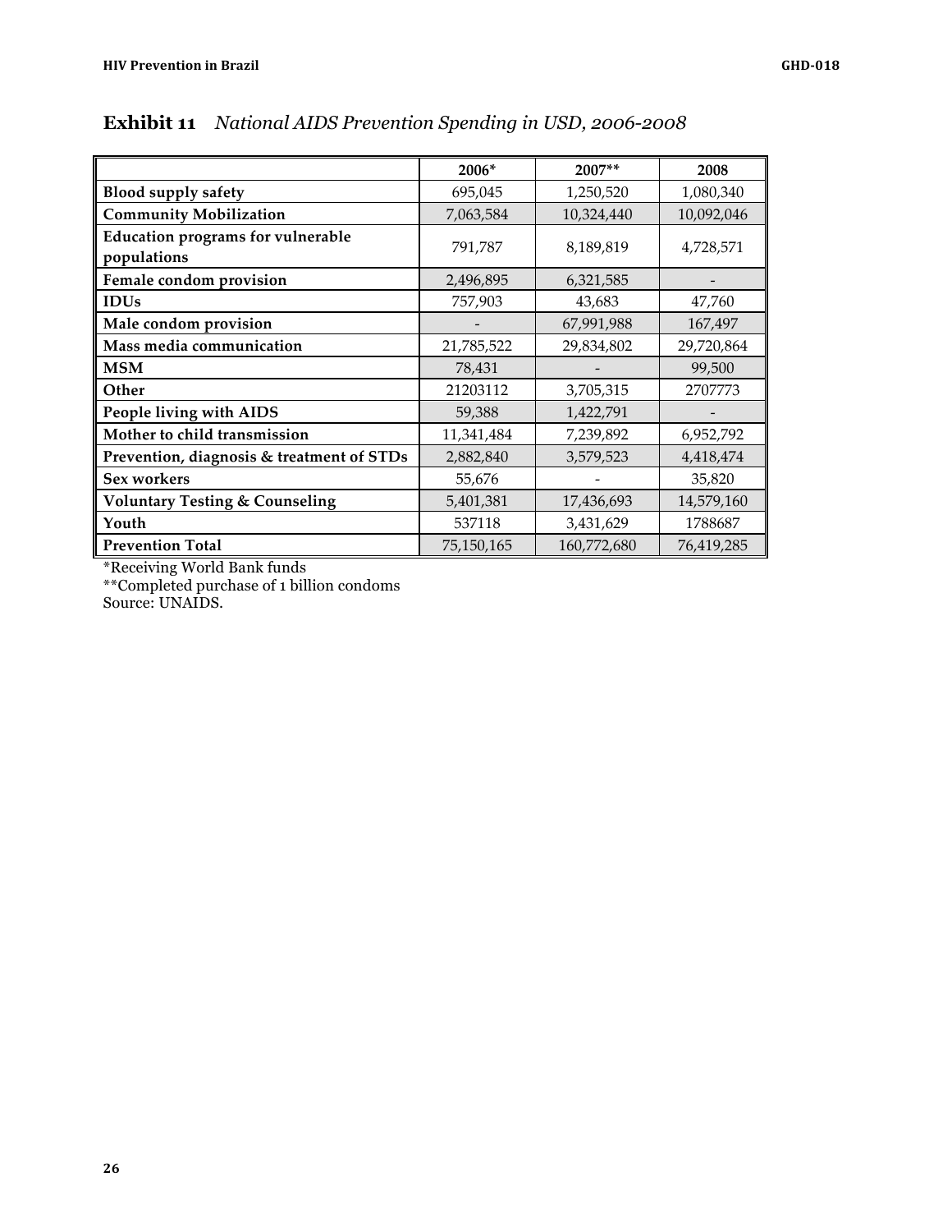**Exhibit 11** *National AIDS Prevention Spending in USD, 2006-2008*

| | 2006* | 2007** | 2008 |
|---|---|---|---|
| **Blood supply safety** | 695,045 | 1,250,520 | 1,080,340 |
| **Community Mobilization** | 7,063,584 | 10,324,440 | 10,092,046 |
| **Education programs for vulnerable populations** | 791,787 | 8,189,819 | 4,728,571 |
| **Female condom provision** | 2,496,895 | 6,321,585 | - |
| **IDUs** | 757,903 | 43,683 | 47,760 |
| **Male condom provision** | - | 67,991,988 | 167,497 |
| **Mass media communication** | 21,785,522 | 29,834,802 | 29,720,864 |
| **MSM** | 78,431 | - | 99,500 |
| **Other** | 21203112 | 3,705,315 | 2707773 |
| **People living with AIDS** | 59,388 | 1,422,791 | - |
| **Mother to child transmission** | 11,341,484 | 7,239,892 | 6,952,792 |
| **Prevention, diagnosis & treatment of STDs** | 2,882,840 | 3,579,523 | 4,418,474 |
| **Sex workers** | 55,676 | - | 35,820 |
| **Voluntary Testing & Counseling** | 5,401,381 | 17,436,693 | 14,579,160 |
| **Youth** | 537118 | 3,431,629 | 1788687 |
| **Prevention Total** | 75,150,165 | 160,772,680 | 76,419,285 |

*Receiving World Bank funds
**Completed purchase of 1 billion condoms
Source: UNAIDS.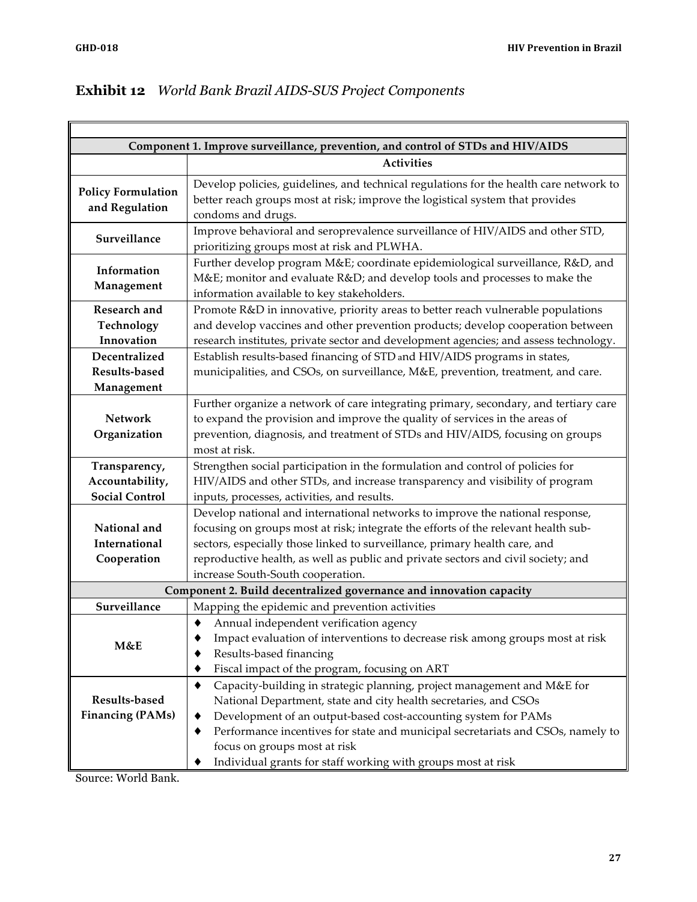## Exhibit 12 *World Bank Brazil AIDS-SUS Project Components*

| | Activities |
|---|---|
| **Component 1. Improve surveillance, prevention, and control of STDs and HIV/AIDS** | |
| **Policy Formulation and Regulation** | Develop policies, guidelines, and technical regulations for the health care network to better reach groups most at risk; improve the logistical system that provides condoms and drugs. |
| **Surveillance** | Improve behavioral and seroprevalence surveillance of HIV/AIDS and other STD, prioritizing groups most at risk and PLWHA. |
| **Information Management** | Further develop program M&E; coordinate epidemiological surveillance, R&D, and M&E; monitor and evaluate R&D; and develop tools and processes to make the information available to key stakeholders. |
| **Research and Technology Innovation** | Promote R&D in innovative, priority areas to better reach vulnerable populations and develop vaccines and other prevention products; develop cooperation between research institutes, private sector and development agencies; and assess technology. |
| **Decentralized Results-based Management** | Establish results-based financing of STD and HIV/AIDS programs in states, municipalities, and CSOs, on surveillance, M&E, prevention, treatment, and care. |
| **Network Organization** | Further organize a network of care integrating primary, secondary, and tertiary care to expand the provision and improve the quality of services in the areas of prevention, diagnosis, and treatment of STDs and HIV/AIDS, focusing on groups most at risk. |
| **Transparency, Accountability, Social Control** | Strengthen social participation in the formulation and control of policies for HIV/AIDS and other STDs, and increase transparency and visibility of program inputs, processes, activities, and results. |
| **National and International Cooperation** | Develop national and international networks to improve the national response, focusing on groups most at risk; integrate the efforts of the relevant health sub-sectors, especially those linked to surveillance, primary health care, and reproductive health, as well as public and private sectors and civil society; and increase South-South cooperation. |
| **Component 2. Build decentralized governance and innovation capacity** | |
| **Surveillance** | Mapping the epidemic and prevention activities |
| **M&E** | ♦ Annual independent verification agency<br>♦ Impact evaluation of interventions to decrease risk among groups most at risk<br>♦ Results-based financing<br>♦ Fiscal impact of the program, focusing on ART |
| **Results-based Financing (PAMs)** | ♦ Capacity-building in strategic planning, project management and M&E for National Department, state and city health secretaries, and CSOs<br>♦ Development of an output-based cost-accounting system for PAMs<br>♦ Performance incentives for state and municipal secretariats and CSOs, namely to focus on groups most at risk<br>♦ Individual grants for staff working with groups most at risk |

Source: World Bank.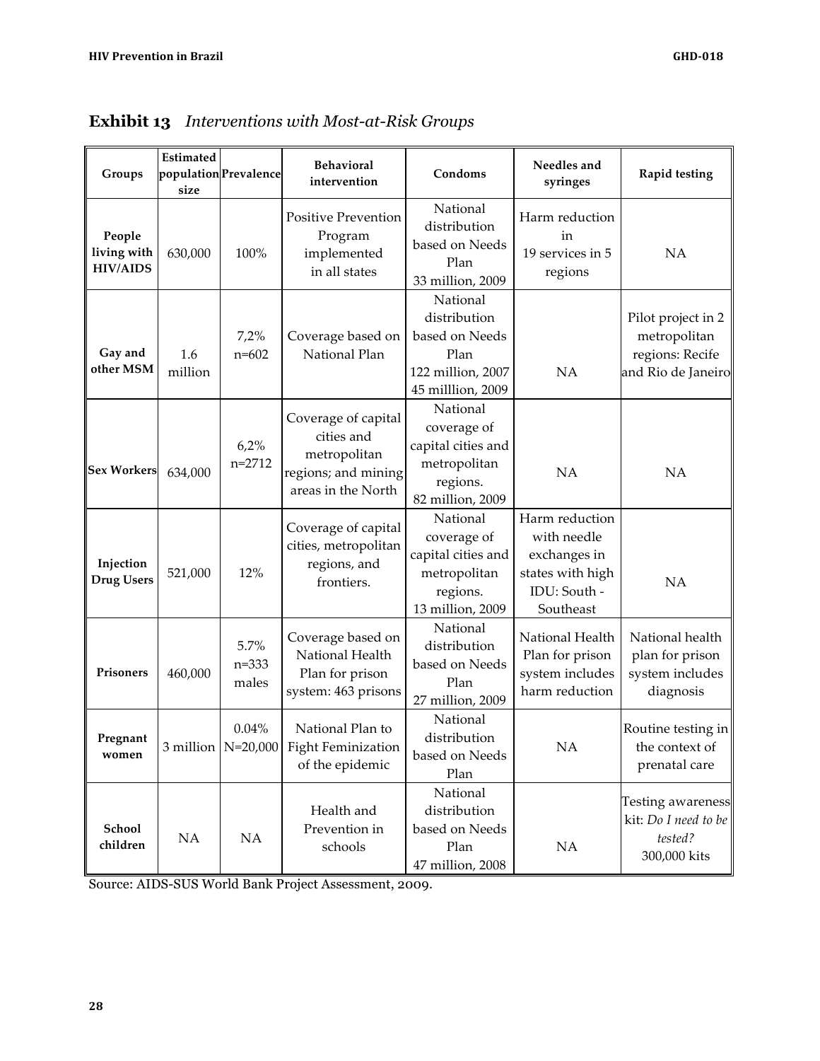**Exhibit 13** *Interventions with Most-at-Risk Groups*

| Groups | Estimated population size | Prevalence | Behavioral intervention | Condoms | Needles and syringes | Rapid testing |
|---|---|---|---|---|---|---|
| **People living with HIV/AIDS** | 630,000 | 100% | Positive Prevention Program implemented in all states | National distribution based on Needs Plan 33 million, 2009 | Harm reduction in 19 services in 5 regions | NA |
| **Gay and other MSM** | 1.6 million | 7,2% n=602 | Coverage based on National Plan | National distribution based on Needs Plan 122 million, 2007 45 milllion, 2009 | NA | Pilot project in 2 metropolitan regions: Recife and Rio de Janeiro |
| **Sex Workers** | 634,000 | 6,2% n=2712 | Coverage of capital cities and metropolitan regions; and mining areas in the North | National coverage of capital cities and metropolitan regions. 82 million, 2009 | NA | NA |
| **Injection Drug Users** | 521,000 | 12% | Coverage of capital cities, metropolitan regions, and frontiers. | National coverage of capital cities and metropolitan regions. 13 million, 2009 | Harm reduction with needle exchanges in states with high IDU: South - Southeast | NA |
| **Prisoners** | 460,000 | 5.7% n=333 males | Coverage based on National Health Plan for prison system: 463 prisons | National distribution based on Needs Plan 27 million, 2009 | National Health Plan for prison system includes harm reduction | National health plan for prison system includes diagnosis |
| **Pregnant women** | 3 million | 0.04% N=20,000 | National Plan to Fight Feminization of the epidemic | National distribution based on Needs Plan | NA | Routine testing in the context of prenatal care |
| **School children** | NA | NA | Health and Prevention in schools | National distribution based on Needs Plan 47 million, 2008 | NA | Testing awareness kit: *Do I need to be tested?* 300,000 kits |

Source: AIDS-SUS World Bank Project Assessment, 2009.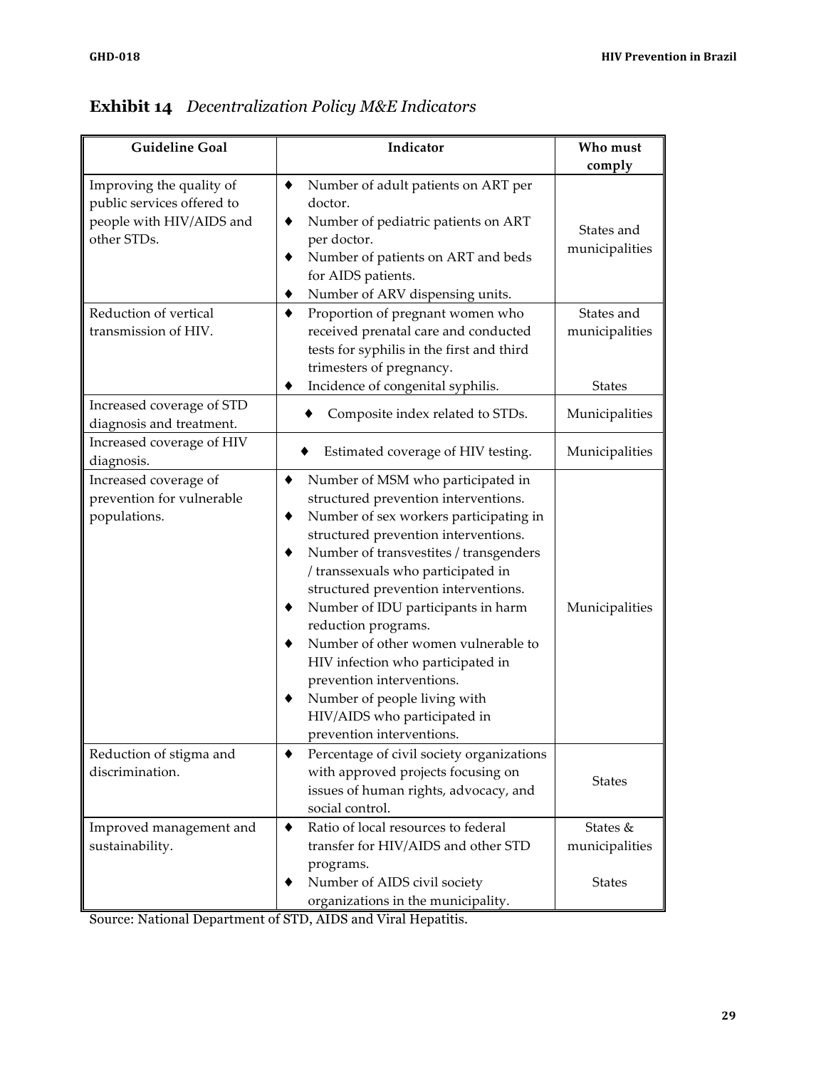**Exhibit 14** *Decentralization Policy M&E Indicators*

| Guideline Goal | Indicator | Who must comply |
|---|---|---|
| Improving the quality of public services offered to people with HIV/AIDS and other STDs. | ♦ Number of adult patients on ART per doctor.<br>♦ Number of pediatric patients on ART per doctor.<br>♦ Number of patients on ART and beds for AIDS patients.<br>♦ Number of ARV dispensing units. | States and municipalities |
| Reduction of vertical transmission of HIV. | ♦ Proportion of pregnant women who received prenatal care and conducted tests for syphilis in the first and third trimesters of pregnancy.<br>♦ Incidence of congenital syphilis. | States and municipalities<br><br>States |
| Increased coverage of STD diagnosis and treatment. | ♦ Composite index related to STDs. | Municipalities |
| Increased coverage of HIV diagnosis. | ♦ Estimated coverage of HIV testing. | Municipalities |
| Increased coverage of prevention for vulnerable populations. | ♦ Number of MSM who participated in structured prevention interventions.<br>♦ Number of sex workers participating in structured prevention interventions.<br>♦ Number of transvestites / transgenders / transsexuals who participated in structured prevention interventions.<br>♦ Number of IDU participants in harm reduction programs.<br>♦ Number of other women vulnerable to HIV infection who participated in prevention interventions.<br>♦ Number of people living with HIV/AIDS who participated in prevention interventions. | Municipalities |
| Reduction of stigma and discrimination. | ♦ Percentage of civil society organizations with approved projects focusing on issues of human rights, advocacy, and social control. | States |
| Improved management and sustainability. | ♦ Ratio of local resources to federal transfer for HIV/AIDS and other STD programs.<br>♦ Number of AIDS civil society organizations in the municipality. | States & municipalities<br><br>States |

Source: National Department of STD, AIDS and Viral Hepatitis.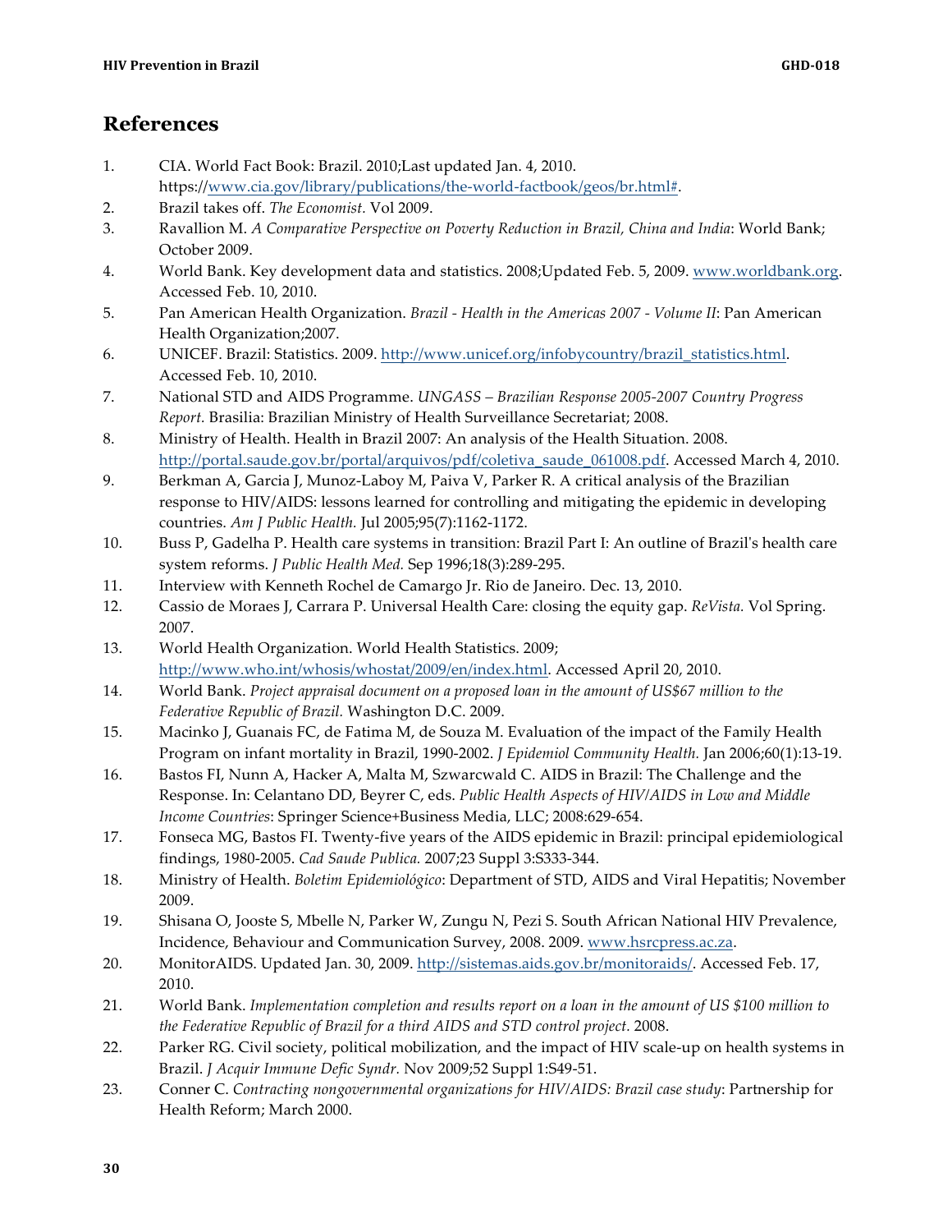## References

1. CIA. World Fact Book: Brazil. 2010;Last updated Jan. 4, 2010. https://www.cia.gov/library/publications/the-world-factbook/geos/br.html#.
2. Brazil takes off. *The Economist.* Vol 2009.
3. Ravallion M. *A Comparative Perspective on Poverty Reduction in Brazil, China and India*: World Bank; October 2009.
4. World Bank. Key development data and statistics. 2008;Updated Feb. 5, 2009. www.worldbank.org. Accessed Feb. 10, 2010.
5. Pan American Health Organization. *Brazil - Health in the Americas 2007 - Volume II*: Pan American Health Organization;2007.
6. UNICEF. Brazil: Statistics. 2009. http://www.unicef.org/infobycountry/brazil_statistics.html. Accessed Feb. 10, 2010.
7. National STD and AIDS Programme. *UNGASS – Brazilian Response 2005-2007 Country Progress Report.* Brasilia: Brazilian Ministry of Health Surveillance Secretariat; 2008.
8. Ministry of Health. Health in Brazil 2007: An analysis of the Health Situation. 2008. http://portal.saude.gov.br/portal/arquivos/pdf/coletiva_saude_061008.pdf. Accessed March 4, 2010.
9. Berkman A, Garcia J, Munoz-Laboy M, Paiva V, Parker R. A critical analysis of the Brazilian response to HIV/AIDS: lessons learned for controlling and mitigating the epidemic in developing countries. *Am J Public Health.* Jul 2005;95(7):1162-1172.
10. Buss P, Gadelha P. Health care systems in transition: Brazil Part I: An outline of Brazil's health care system reforms. *J Public Health Med.* Sep 1996;18(3):289-295.
11. Interview with Kenneth Rochel de Camargo Jr. Rio de Janeiro. Dec. 13, 2010.
12. Cassio de Moraes J, Carrara P. Universal Health Care: closing the equity gap. *ReVista.* Vol Spring. 2007.
13. World Health Organization. World Health Statistics. 2009; http://www.who.int/whosis/whostat/2009/en/index.html. Accessed April 20, 2010.
14. World Bank. *Project appraisal document on a proposed loan in the amount of US$67 million to the Federative Republic of Brazil.* Washington D.C. 2009.
15. Macinko J, Guanais FC, de Fatima M, de Souza M. Evaluation of the impact of the Family Health Program on infant mortality in Brazil, 1990-2002. *J Epidemiol Community Health.* Jan 2006;60(1):13-19.
16. Bastos FI, Nunn A, Hacker A, Malta M, Szwarcwald C. AIDS in Brazil: The Challenge and the Response. In: Celantano DD, Beyrer C, eds. *Public Health Aspects of HIV/AIDS in Low and Middle Income Countries*: Springer Science+Business Media, LLC; 2008:629-654.
17. Fonseca MG, Bastos FI. Twenty-five years of the AIDS epidemic in Brazil: principal epidemiological findings, 1980-2005. *Cad Saude Publica.* 2007;23 Suppl 3:S333-344.
18. Ministry of Health. *Boletim Epidemiológico*: Department of STD, AIDS and Viral Hepatitis; November 2009.
19. Shisana O, Jooste S, Mbelle N, Parker W, Zungu N, Pezi S. South African National HIV Prevalence, Incidence, Behaviour and Communication Survey, 2008. 2009. www.hsrcpress.ac.za.
20. MonitorAIDS. Updated Jan. 30, 2009. http://sistemas.aids.gov.br/monitoraids/. Accessed Feb. 17, 2010.
21. World Bank. *Implementation completion and results report on a loan in the amount of US $100 million to the Federative Republic of Brazil for a third AIDS and STD control project.* 2008.
22. Parker RG. Civil society, political mobilization, and the impact of HIV scale-up on health systems in Brazil. *J Acquir Immune Defic Syndr.* Nov 2009;52 Suppl 1:S49-51.
23. Conner C. *Contracting nongovernmental organizations for HIV/AIDS: Brazil case study*: Partnership for Health Reform; March 2000.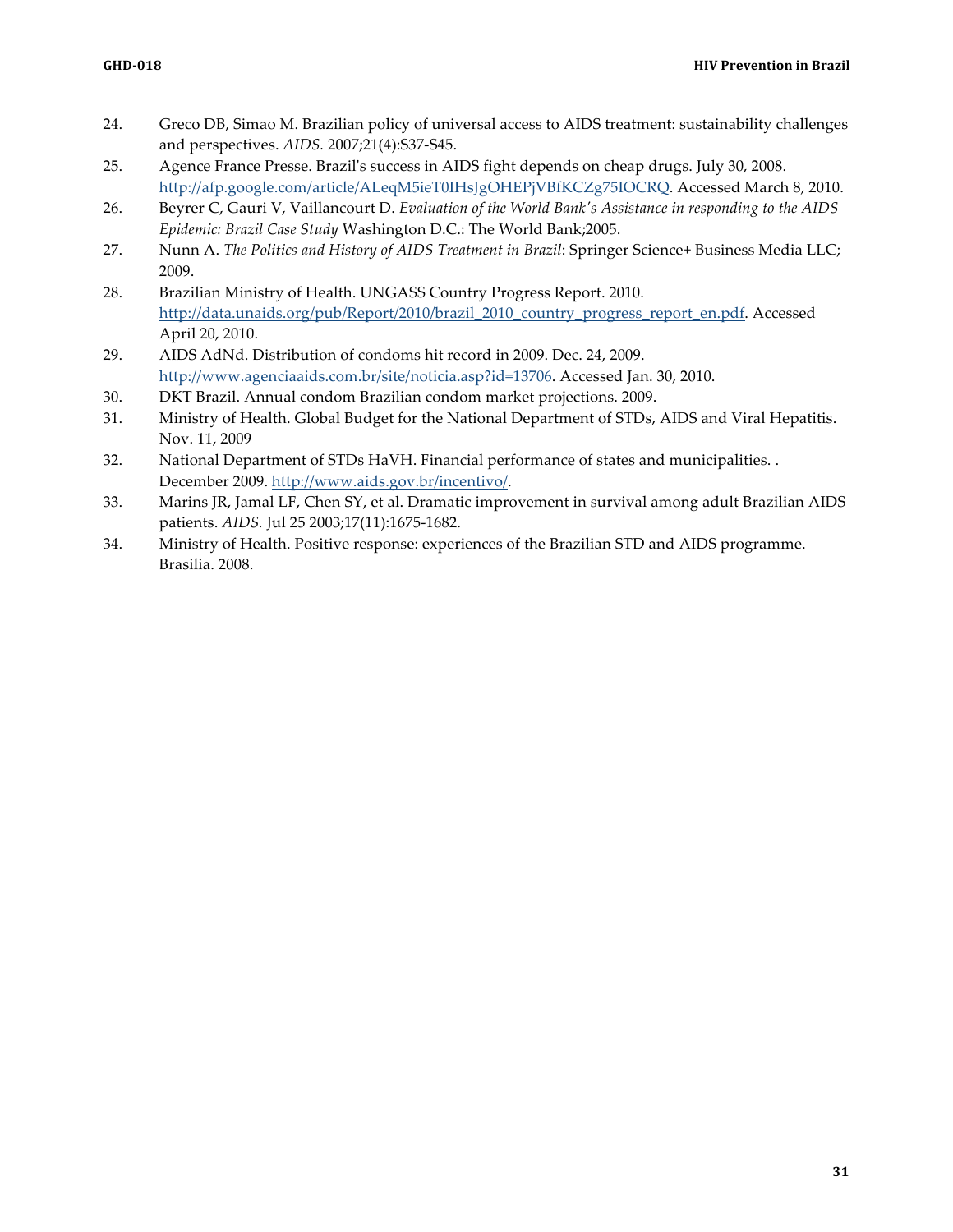24. Greco DB, Simao M. Brazilian policy of universal access to AIDS treatment: sustainability challenges and perspectives. *AIDS.* 2007;21(4):S37-S45.
25. Agence France Presse. Brazil's success in AIDS fight depends on cheap drugs. July 30, 2008. http://afp.google.com/article/ALeqM5ieT0IHsJgOHEPjVBfKCZg75IOCRQ. Accessed March 8, 2010.
26. Beyrer C, Gauri V, Vaillancourt D. *Evaluation of the World Bank's Assistance in responding to the AIDS Epidemic: Brazil Case Study* Washington D.C.: The World Bank;2005.
27. Nunn A. *The Politics and History of AIDS Treatment in Brazil*: Springer Science+ Business Media LLC; 2009.
28. Brazilian Ministry of Health. UNGASS Country Progress Report. 2010. http://data.unaids.org/pub/Report/2010/brazil_2010_country_progress_report_en.pdf. Accessed April 20, 2010.
29. AIDS AdNd. Distribution of condoms hit record in 2009. Dec. 24, 2009. http://www.agenciaaids.com.br/site/noticia.asp?id=13706. Accessed Jan. 30, 2010.
30. DKT Brazil. Annual condom Brazilian condom market projections. 2009.
31. Ministry of Health. Global Budget for the National Department of STDs, AIDS and Viral Hepatitis. Nov. 11, 2009
32. National Department of STDs HaVH. Financial performance of states and municipalities. . December 2009. http://www.aids.gov.br/incentivo/.
33. Marins JR, Jamal LF, Chen SY, et al. Dramatic improvement in survival among adult Brazilian AIDS patients. *AIDS.* Jul 25 2003;17(11):1675-1682.
34. Ministry of Health. Positive response: experiences of the Brazilian STD and AIDS programme. Brasilia. 2008.